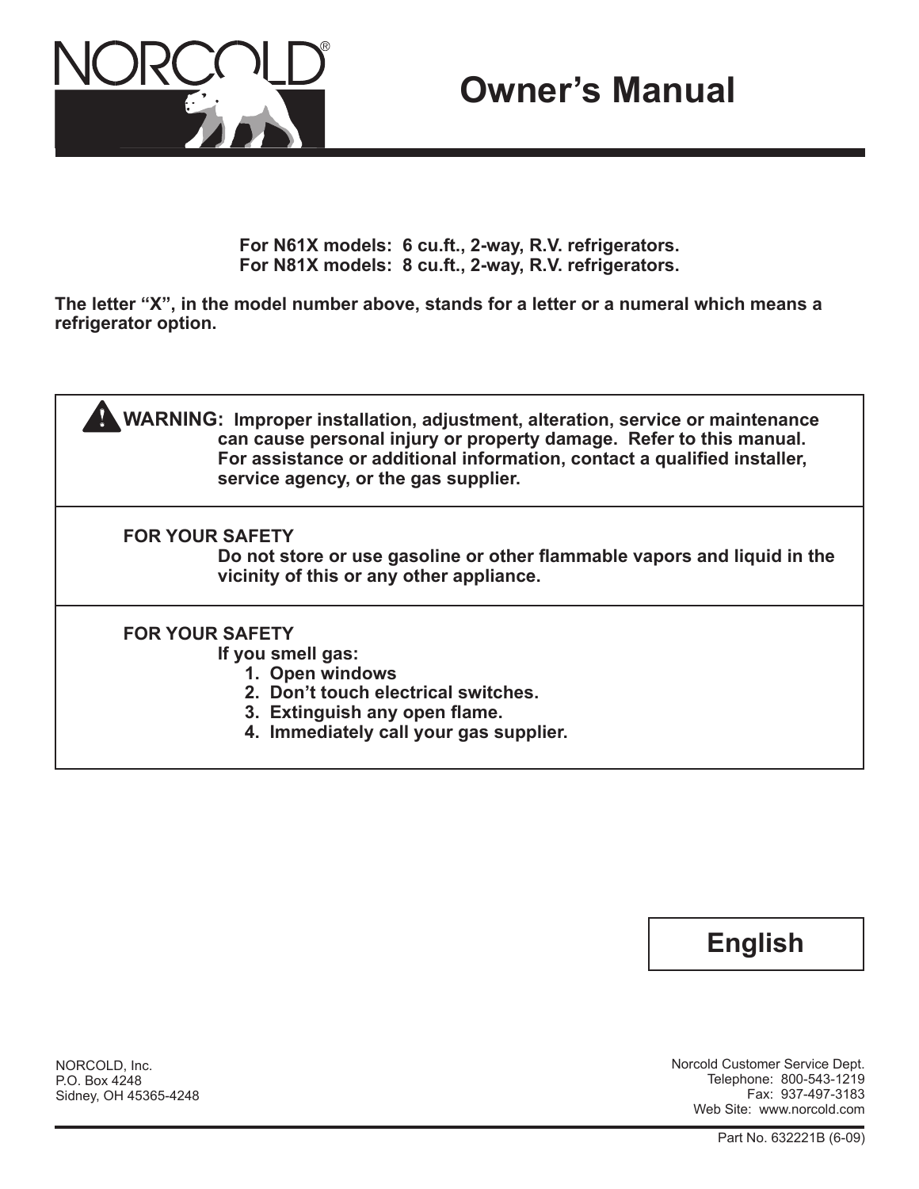# NORCOLD®

# Owner's Manual

**For N61X models: 6 cu.ft., 2-way, R.V. refrigerators.**
**For N81X models: 8 cu.ft., 2-way, R.V. refrigerators.**

**The letter "X", in the model number above, stands for a letter or a numeral which means a refrigerator option.**

| |
|---|
| **⚠ WARNING: Improper installation, adjustment, alteration, service or maintenance can cause personal injury or property damage. Refer to this manual. For assistance or additional information, contact a qualified installer, service agency, or the gas supplier.** |
| **FOR YOUR SAFETY**<br>**Do not store or use gasoline or other flammable vapors and liquid in the vicinity of this or any other appliance.** |
| **FOR YOUR SAFETY**<br>**If you smell gas:**<br>**1. Open windows**<br>**2. Don't touch electrical switches.**<br>**3. Extinguish any open flame.**<br>**4. Immediately call your gas supplier.** |

**English**

NORCOLD, Inc.
P.O. Box 4248
Sidney, OH 45365-4248

Norcold Customer Service Dept.
Telephone: 800-543-1219
Fax: 937-497-3183
Web Site: www.norcold.com

Part No. 632221B (6-09)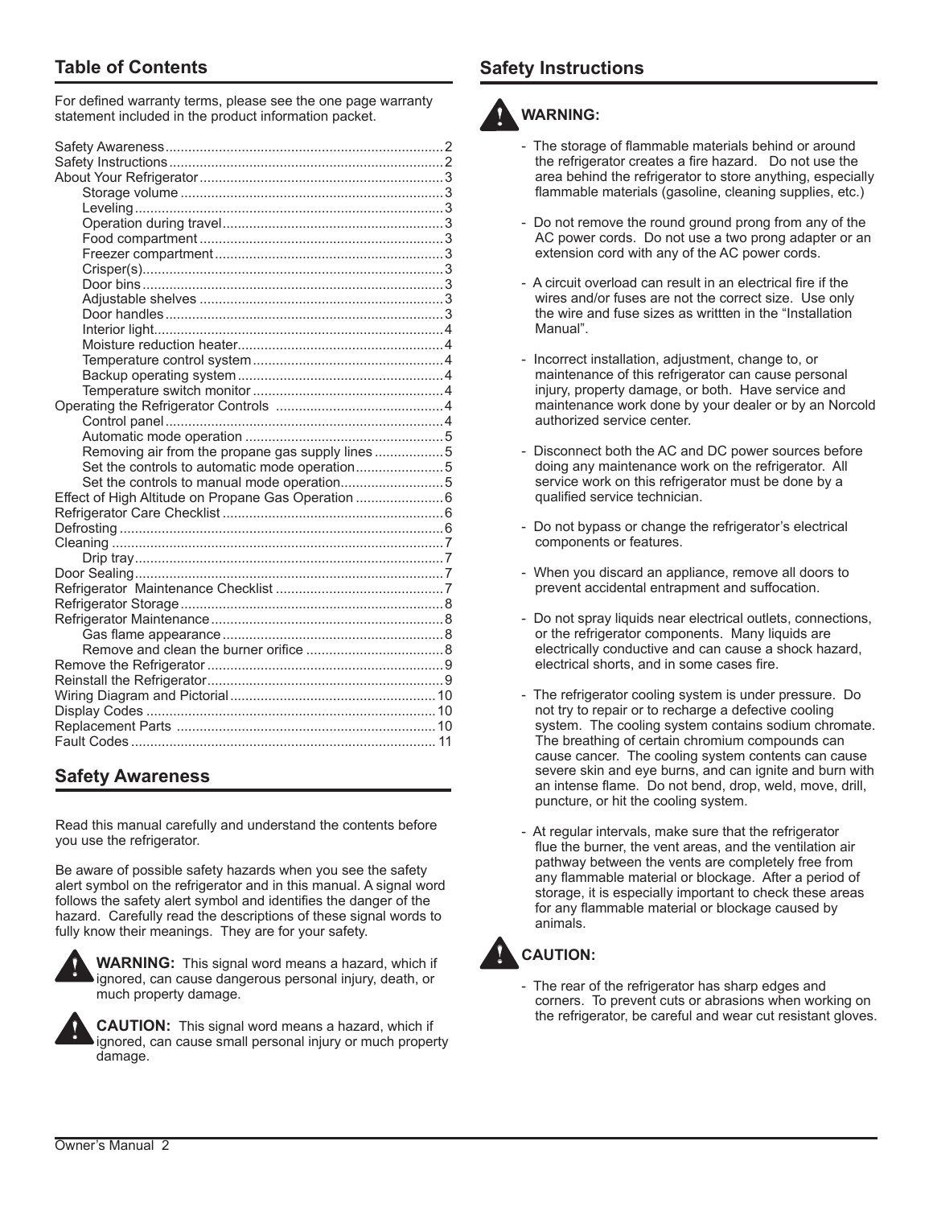## Table of Contents

For defined warranty terms, please see the one page warranty statement included in the product information packet.

- Safety Awareness ........ 2
- Safety Instructions ........ 2
- About Your Refrigerator ........ 3
  - Storage volume ........ 3
  - Leveling ........ 3
  - Operation during travel ........ 3
  - Food compartment ........ 3
  - Freezer compartment ........ 3
  - Crisper(s) ........ 3
  - Door bins ........ 3
  - Adjustable shelves ........ 3
  - Door handles ........ 3
  - Interior light ........ 4
  - Moisture reduction heater ........ 4
  - Temperature control system ........ 4
  - Backup operating system ........ 4
  - Temperature switch monitor ........ 4
- Operating the Refrigerator Controls ........ 4
  - Control panel ........ 4
  - Automatic mode operation ........ 5
  - Removing air from the propane gas supply lines ........ 5
  - Set the controls to automatic mode operation ........ 5
  - Set the controls to manual mode operation ........ 5
- Effect of High Altitude on Propane Gas Operation ........ 6
- Refrigerator Care Checklist ........ 6
- Defrosting ........ 6
- Cleaning ........ 7
  - Drip tray ........ 7
- Door Sealing ........ 7
- Refrigerator Maintenance Checklist ........ 7
- Refrigerator Storage ........ 8
- Refrigerator Maintenance ........ 8
  - Gas flame appearance ........ 8
  - Remove and clean the burner orifice ........ 8
- Remove the Refrigerator ........ 9
- Reinstall the Refrigerator ........ 9
- Wiring Diagram and Pictorial ........ 10
- Display Codes ........ 10
- Replacement Parts ........ 10
- Fault Codes ........ 11

## Safety Awareness

Read this manual carefully and understand the contents before you use the refrigerator.

Be aware of possible safety hazards when you see the safety alert symbol on the refrigerator and in this manual. A signal word follows the safety alert symbol and identifies the danger of the hazard. Carefully read the descriptions of these signal words to fully know their meanings. They are for your safety.

**WARNING:** This signal word means a hazard, which if ignored, can cause dangerous personal injury, death, or much property damage.

**CAUTION:** This signal word means a hazard, which if ignored, can cause small personal injury or much property damage.

## Safety Instructions

**WARNING:**

- The storage of flammable materials behind or around the refrigerator creates a fire hazard. Do not use the area behind the refrigerator to store anything, especially flammable materials (gasoline, cleaning supplies, etc.)

- Do not remove the round ground prong from any of the AC power cords. Do not use a two prong adapter or an extension cord with any of the AC power cords.

- A circuit overload can result in an electrical fire if the wires and/or fuses are not the correct size. Use only the wire and fuse sizes as writtten in the "Installation Manual".

- Incorrect installation, adjustment, change to, or maintenance of this refrigerator can cause personal injury, property damage, or both. Have service and maintenance work done by your dealer or by an Norcold authorized service center.

- Disconnect both the AC and DC power sources before doing any maintenance work on the refrigerator. All service work on this refrigerator must be done by a qualified service technician.

- Do not bypass or change the refrigerator's electrical components or features.

- When you discard an appliance, remove all doors to prevent accidental entrapment and suffocation.

- Do not spray liquids near electrical outlets, connections, or the refrigerator components. Many liquids are electrically conductive and can cause a shock hazard, electrical shorts, and in some cases fire.

- The refrigerator cooling system is under pressure. Do not try to repair or to recharge a defective cooling system. The cooling system contains sodium chromate. The breathing of certain chromium compounds can cause cancer. The cooling system contents can cause severe skin and eye burns, and can ignite and burn with an intense flame. Do not bend, drop, weld, move, drill, puncture, or hit the cooling system.

- At regular intervals, make sure that the refrigerator flue the burner, the vent areas, and the ventilation air pathway between the vents are completely free from any flammable material or blockage. After a period of storage, it is especially important to check these areas for any flammable material or blockage caused by animals.

**CAUTION:**

- The rear of the refrigerator has sharp edges and corners. To prevent cuts or abrasions when working on the refrigerator, be careful and wear cut resistant gloves.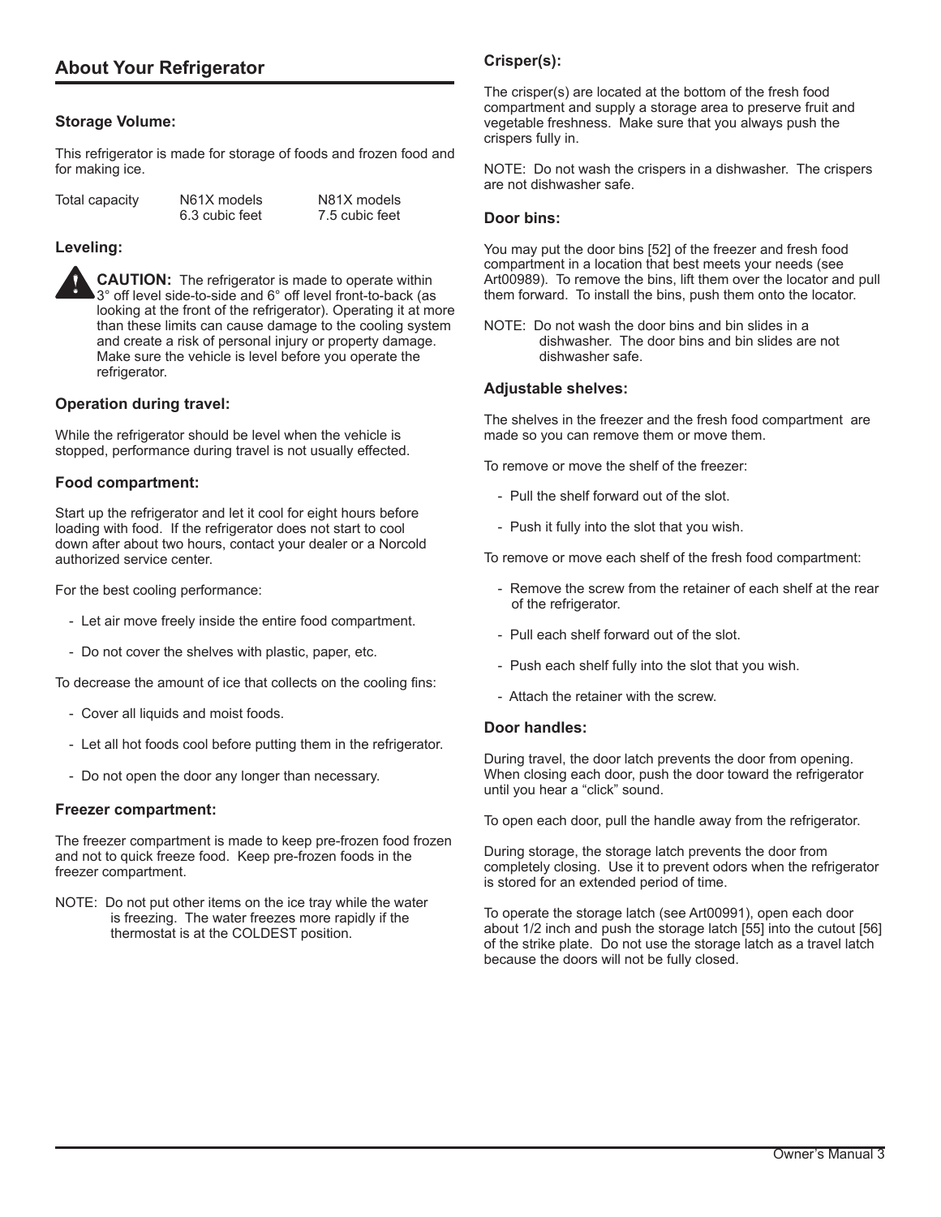## About Your Refrigerator

### Storage Volume:

This refrigerator is made for storage of foods and frozen food and for making ice.

| Total capacity | N61X models | N81X models |
|---|---|---|
| | 6.3 cubic feet | 7.5 cubic feet |

### Leveling:

**CAUTION:** The refrigerator is made to operate within 3° off level side-to-side and 6° off level front-to-back (as looking at the front of the refrigerator). Operating it at more than these limits can cause damage to the cooling system and create a risk of personal injury or property damage. Make sure the vehicle is level before you operate the refrigerator.

### Operation during travel:

While the refrigerator should be level when the vehicle is stopped, performance during travel is not usually effected.

### Food compartment:

Start up the refrigerator and let it cool for eight hours before loading with food. If the refrigerator does not start to cool down after about two hours, contact your dealer or a Norcold authorized service center.

For the best cooling performance:

- Let air move freely inside the entire food compartment.
- Do not cover the shelves with plastic, paper, etc.

To decrease the amount of ice that collects on the cooling fins:

- Cover all liquids and moist foods.
- Let all hot foods cool before putting them in the refrigerator.
- Do not open the door any longer than necessary.

### Freezer compartment:

The freezer compartment is made to keep pre-frozen food frozen and not to quick freeze food. Keep pre-frozen foods in the freezer compartment.

NOTE: Do not put other items on the ice tray while the water is freezing. The water freezes more rapidly if the thermostat is at the COLDEST position.

### Crisper(s):

The crisper(s) are located at the bottom of the fresh food compartment and supply a storage area to preserve fruit and vegetable freshness. Make sure that you always push the crispers fully in.

NOTE: Do not wash the crispers in a dishwasher. The crispers are not dishwasher safe.

### Door bins:

You may put the door bins [52] of the freezer and fresh food compartment in a location that best meets your needs (see Art00989). To remove the bins, lift them over the locator and pull them forward. To install the bins, push them onto the locator.

NOTE: Do not wash the door bins and bin slides in a dishwasher. The door bins and bin slides are not dishwasher safe.

### Adjustable shelves:

The shelves in the freezer and the fresh food compartment are made so you can remove them or move them.

To remove or move the shelf of the freezer:

- Pull the shelf forward out of the slot.
- Push it fully into the slot that you wish.

To remove or move each shelf of the fresh food compartment:

- Remove the screw from the retainer of each shelf at the rear of the refrigerator.
- Pull each shelf forward out of the slot.
- Push each shelf fully into the slot that you wish.
- Attach the retainer with the screw.

### Door handles:

During travel, the door latch prevents the door from opening. When closing each door, push the door toward the refrigerator until you hear a "click" sound.

To open each door, pull the handle away from the refrigerator.

During storage, the storage latch prevents the door from completely closing. Use it to prevent odors when the refrigerator is stored for an extended period of time.

To operate the storage latch (see Art00991), open each door about 1/2 inch and push the storage latch [55] into the cutout [56] of the strike plate. Do not use the storage latch as a travel latch because the doors will not be fully closed.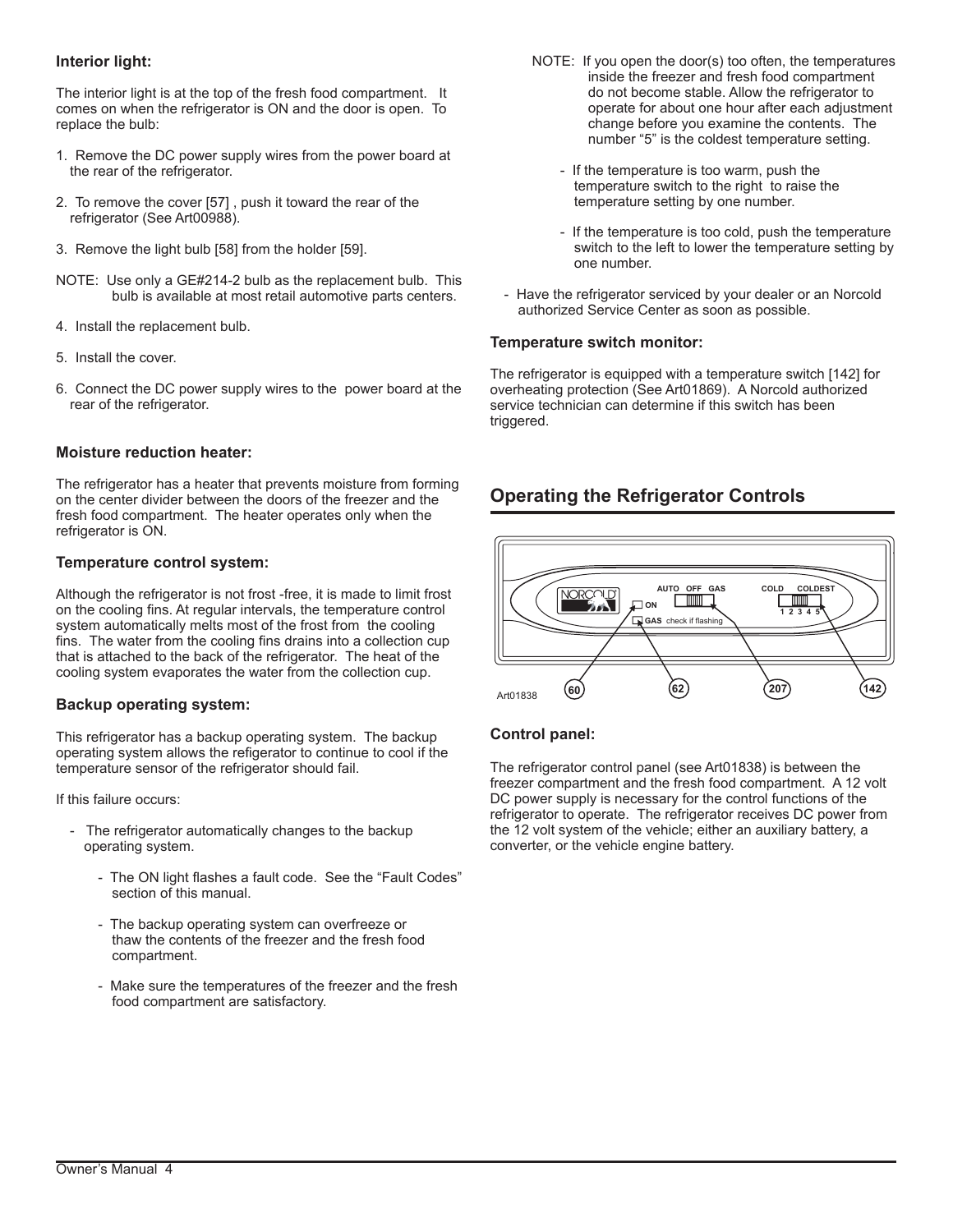### Interior light:

The interior light is at the top of the fresh food compartment. It comes on when the refrigerator is ON and the door is open. To replace the bulb:

1. Remove the DC power supply wires from the power board at the rear of the refrigerator.
2. To remove the cover [57] , push it toward the rear of the refrigerator (See Art00988).
3. Remove the light bulb [58] from the holder [59].

NOTE: Use only a GE#214-2 bulb as the replacement bulb. This bulb is available at most retail automotive parts centers.

4. Install the replacement bulb.
5. Install the cover.
6. Connect the DC power supply wires to the power board at the rear of the refrigerator.

### Moisture reduction heater:

The refrigerator has a heater that prevents moisture from forming on the center divider between the doors of the freezer and the fresh food compartment. The heater operates only when the refrigerator is ON.

### Temperature control system:

Although the refrigerator is not frost -free, it is made to limit frost on the cooling fins. At regular intervals, the temperature control system automatically melts most of the frost from the cooling fins. The water from the cooling fins drains into a collection cup that is attached to the back of the refrigerator. The heat of the cooling system evaporates the water from the collection cup.

### Backup operating system:

This refrigerator has a backup operating system. The backup operating system allows the refigerator to continue to cool if the temperature sensor of the refrigerator should fail.

If this failure occurs:

- The refrigerator automatically changes to the backup operating system.
  - The ON light flashes a fault code. See the “Fault Codes” section of this manual.
  - The backup operating system can overfreeze or thaw the contents of the freezer and the fresh food compartment.
  - Make sure the temperatures of the freezer and the fresh food compartment are satisfactory.

NOTE: If you open the door(s) too often, the temperatures inside the freezer and fresh food compartment do not become stable. Allow the refrigerator to operate for about one hour after each adjustment change before you examine the contents. The number “5” is the coldest temperature setting.

  - If the temperature is too warm, push the temperature switch to the right to raise the temperature setting by one number.
  - If the temperature is too cold, push the temperature switch to the left to lower the temperature setting by one number.

- Have the refrigerator serviced by your dealer or an Norcold authorized Service Center as soon as possible.

### Temperature switch monitor:

The refrigerator is equipped with a temperature switch [142] for overheating protection (See Art01869). A Norcold authorized service technician can determine if this switch has been triggered.

## Operating the Refrigerator Controls

NORCOLD — AUTO OFF GAS — COLD COLDEST 1 2 3 4 5 — ON — GAS check if flashing

60 62 207 142

Art01838

### Control panel:

The refrigerator control panel (see Art01838) is between the freezer compartment and the fresh food compartment. A 12 volt DC power supply is necessary for the control functions of the refrigerator to operate. The refrigerator receives DC power from the 12 volt system of the vehicle; either an auxiliary battery, a converter, or the vehicle engine battery.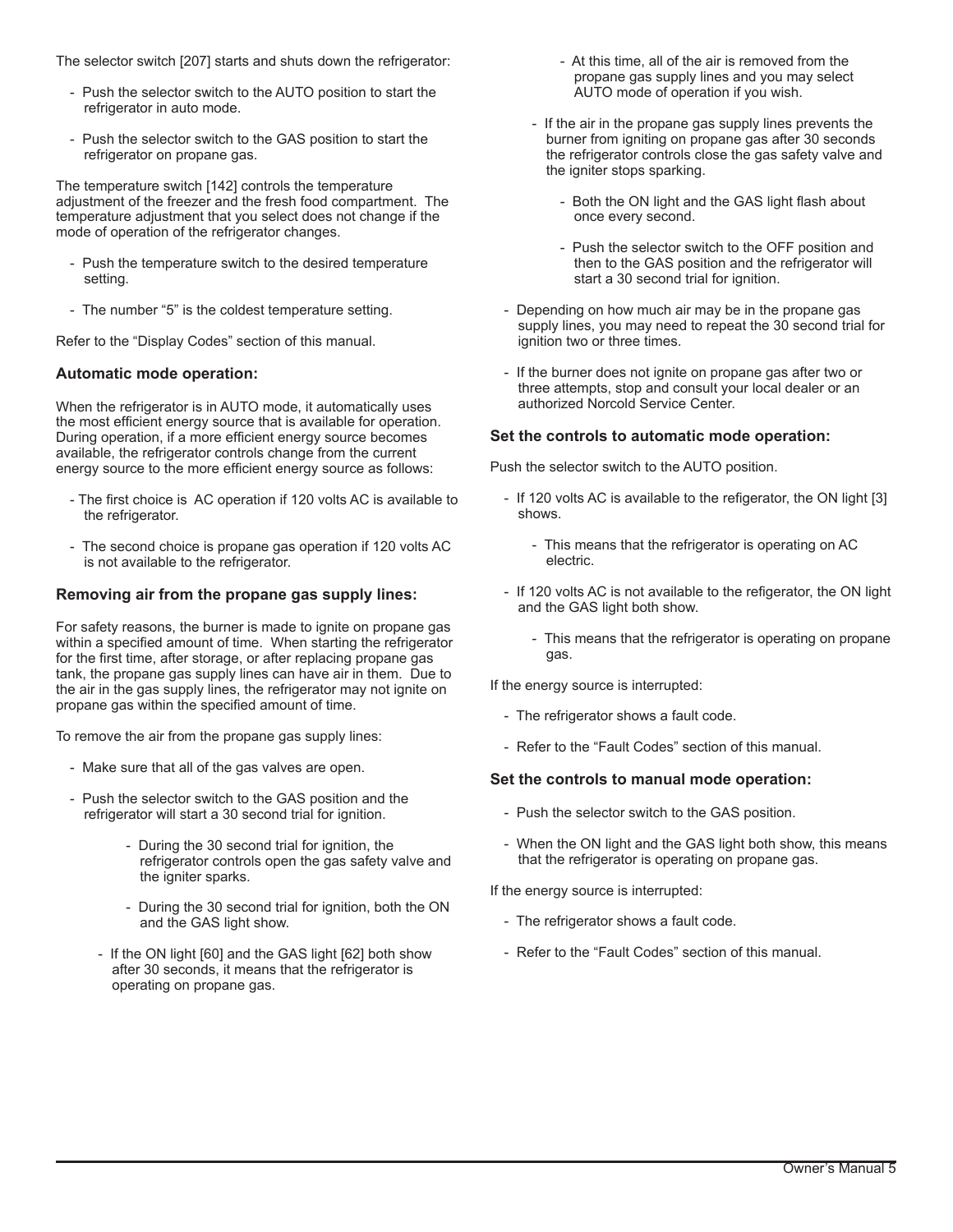The selector switch [207] starts and shuts down the refrigerator:

- Push the selector switch to the AUTO position to start the refrigerator in auto mode.
- Push the selector switch to the GAS position to start the refrigerator on propane gas.

The temperature switch [142] controls the temperature adjustment of the freezer and the fresh food compartment. The temperature adjustment that you select does not change if the mode of operation of the refrigerator changes.

- Push the temperature switch to the desired temperature setting.
- The number "5" is the coldest temperature setting.

Refer to the "Display Codes" section of this manual.

### Automatic mode operation:

When the refrigerator is in AUTO mode, it automatically uses the most efficient energy source that is available for operation. During operation, if a more efficient energy source becomes available, the refrigerator controls change from the current energy source to the more efficient energy source as follows:

- The first choice is AC operation if 120 volts AC is available to the refrigerator.
- The second choice is propane gas operation if 120 volts AC is not available to the refrigerator.

### Removing air from the propane gas supply lines:

For safety reasons, the burner is made to ignite on propane gas within a specified amount of time. When starting the refrigerator for the first time, after storage, or after replacing propane gas tank, the propane gas supply lines can have air in them. Due to the air in the gas supply lines, the refrigerator may not ignite on propane gas within the specified amount of time.

To remove the air from the propane gas supply lines:

- Make sure that all of the gas valves are open.
- Push the selector switch to the GAS position and the refrigerator will start a 30 second trial for ignition.
    - During the 30 second trial for ignition, the refrigerator controls open the gas safety valve and the igniter sparks.
    - During the 30 second trial for ignition, both the ON and the GAS light show.
  - If the ON light [60] and the GAS light [62] both show after 30 seconds, it means that the refrigerator is operating on propane gas.
    - At this time, all of the air is removed from the propane gas supply lines and you may select AUTO mode of operation if you wish.
  - If the air in the propane gas supply lines prevents the burner from igniting on propane gas after 30 seconds the refrigerator controls close the gas safety valve and the igniter stops sparking.
    - Both the ON light and the GAS light flash about once every second.
    - Push the selector switch to the OFF position and then to the GAS position and the refrigerator will start a 30 second trial for ignition.
- Depending on how much air may be in the propane gas supply lines, you may need to repeat the 30 second trial for ignition two or three times.
- If the burner does not ignite on propane gas after two or three attempts, stop and consult your local dealer or an authorized Norcold Service Center.

### Set the controls to automatic mode operation:

Push the selector switch to the AUTO position.

- If 120 volts AC is available to the refigerator, the ON light [3] shows.
    - This means that the refrigerator is operating on AC electric.
- If 120 volts AC is not available to the refigerator, the ON light and the GAS light both show.
    - This means that the refrigerator is operating on propane gas.

If the energy source is interrupted:

- The refrigerator shows a fault code.
- Refer to the "Fault Codes" section of this manual.

### Set the controls to manual mode operation:

- Push the selector switch to the GAS position.
- When the ON light and the GAS light both show, this means that the refrigerator is operating on propane gas.

If the energy source is interrupted:

- The refrigerator shows a fault code.
- Refer to the "Fault Codes" section of this manual.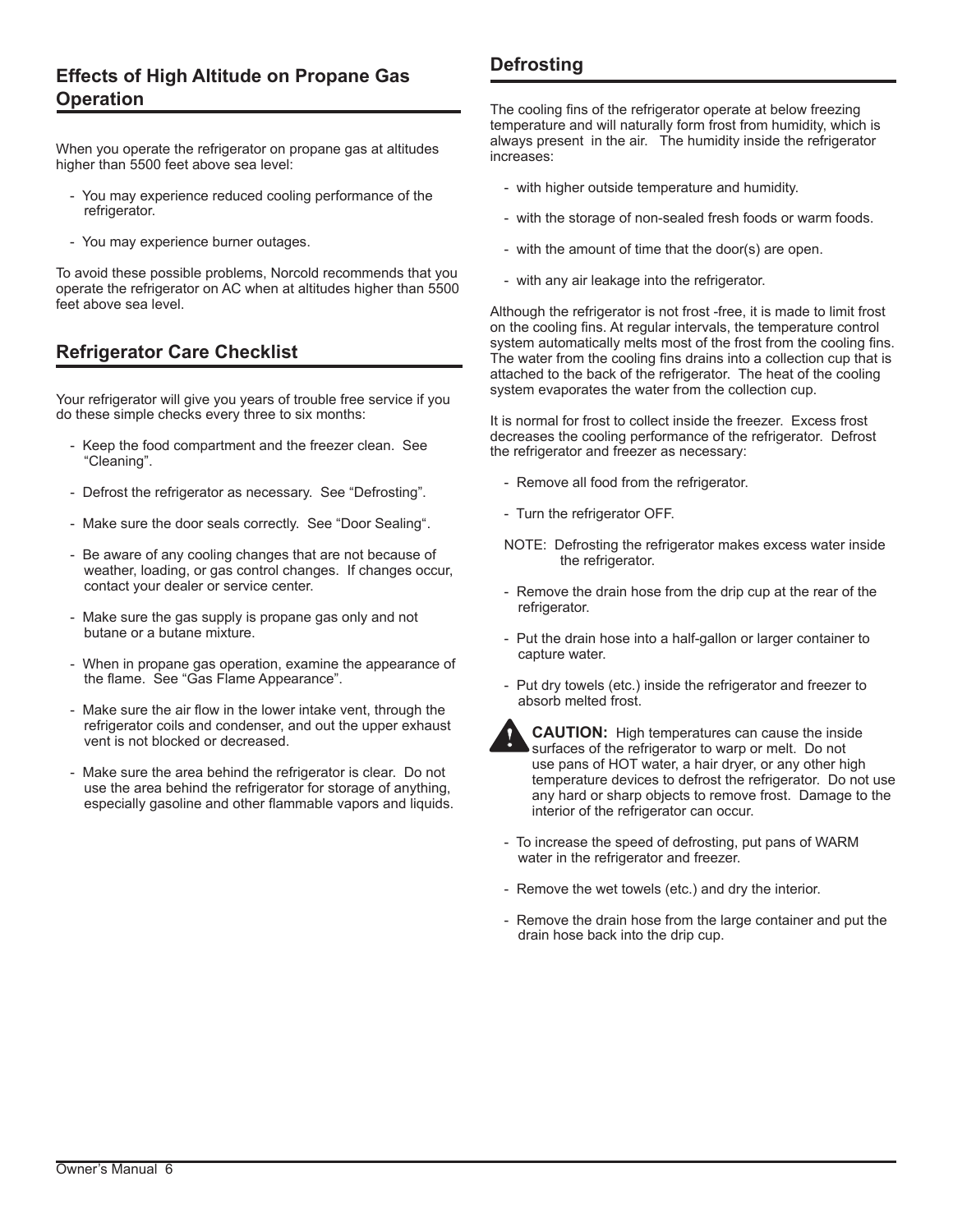## Effects of High Altitude on Propane Gas Operation

When you operate the refrigerator on propane gas at altitudes higher than 5500 feet above sea level:

- You may experience reduced cooling performance of the refrigerator.
- You may experience burner outages.

To avoid these possible problems, Norcold recommends that you operate the refrigerator on AC when at altitudes higher than 5500 feet above sea level.

## Refrigerator Care Checklist

Your refrigerator will give you years of trouble free service if you do these simple checks every three to six months:

- Keep the food compartment and the freezer clean. See "Cleaning".
- Defrost the refrigerator as necessary. See "Defrosting".
- Make sure the door seals correctly. See "Door Sealing".
- Be aware of any cooling changes that are not because of weather, loading, or gas control changes. If changes occur, contact your dealer or service center.
- Make sure the gas supply is propane gas only and not butane or a butane mixture.
- When in propane gas operation, examine the appearance of the flame. See "Gas Flame Appearance".
- Make sure the air flow in the lower intake vent, through the refrigerator coils and condenser, and out the upper exhaust vent is not blocked or decreased.
- Make sure the area behind the refrigerator is clear. Do not use the area behind the refrigerator for storage of anything, especially gasoline and other flammable vapors and liquids.

## Defrosting

The cooling fins of the refrigerator operate at below freezing temperature and will naturally form frost from humidity, which is always present in the air. The humidity inside the refrigerator increases:

- with higher outside temperature and humidity.
- with the storage of non-sealed fresh foods or warm foods.
- with the amount of time that the door(s) are open.
- with any air leakage into the refrigerator.

Although the refrigerator is not frost -free, it is made to limit frost on the cooling fins. At regular intervals, the temperature control system automatically melts most of the frost from the cooling fins. The water from the cooling fins drains into a collection cup that is attached to the back of the refrigerator. The heat of the cooling system evaporates the water from the collection cup.

It is normal for frost to collect inside the freezer. Excess frost decreases the cooling performance of the refrigerator. Defrost the refrigerator and freezer as necessary:

- Remove all food from the refrigerator.
- Turn the refrigerator OFF.

NOTE: Defrosting the refrigerator makes excess water inside the refrigerator.

- Remove the drain hose from the drip cup at the rear of the refrigerator.
- Put the drain hose into a half-gallon or larger container to capture water.
- Put dry towels (etc.) inside the refrigerator and freezer to absorb melted frost.

**CAUTION:** High temperatures can cause the inside surfaces of the refrigerator to warp or melt. Do not use pans of HOT water, a hair dryer, or any other high temperature devices to defrost the refrigerator. Do not use any hard or sharp objects to remove frost. Damage to the interior of the refrigerator can occur.

- To increase the speed of defrosting, put pans of WARM water in the refrigerator and freezer.
- Remove the wet towels (etc.) and dry the interior.
- Remove the drain hose from the large container and put the drain hose back into the drip cup.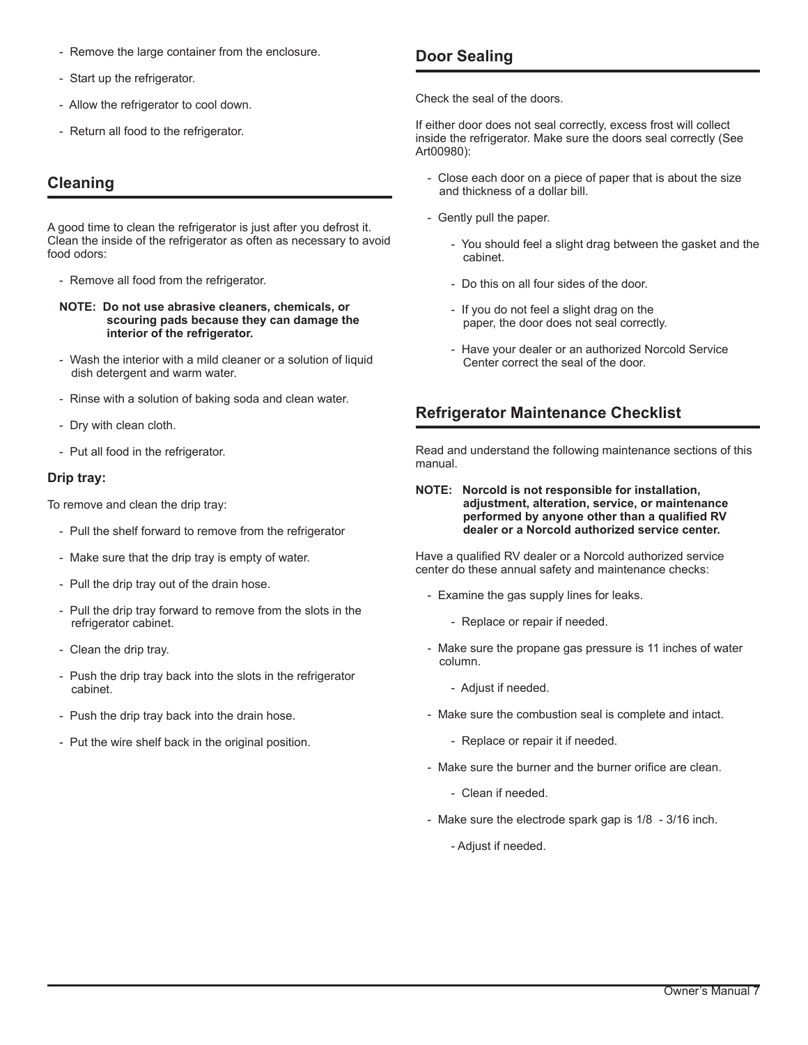- Remove the large container from the enclosure.
- Start up the refrigerator.
- Allow the refrigerator to cool down.
- Return all food to the refrigerator.

## Cleaning

A good time to clean the refrigerator is just after you defrost it. Clean the inside of the refrigerator as often as necessary to avoid food odors:

- Remove all food from the refrigerator.

**NOTE: Do not use abrasive cleaners, chemicals, or scouring pads because they can damage the interior of the refrigerator.**

- Wash the interior with a mild cleaner or a solution of liquid dish detergent and warm water.
- Rinse with a solution of baking soda and clean water.
- Dry with clean cloth.
- Put all food in the refrigerator.

### Drip tray:

To remove and clean the drip tray:

- Pull the shelf forward to remove from the refrigerator
- Make sure that the drip tray is empty of water.
- Pull the drip tray out of the drain hose.
- Pull the drip tray forward to remove from the slots in the refrigerator cabinet.
- Clean the drip tray.
- Push the drip tray back into the slots in the refrigerator cabinet.
- Push the drip tray back into the drain hose.
- Put the wire shelf back in the original position.

## Door Sealing

Check the seal of the doors.

If either door does not seal correctly, excess frost will collect inside the refrigerator. Make sure the doors seal correctly (See Art00980):

- Close each door on a piece of paper that is about the size and thickness of a dollar bill.
- Gently pull the paper.
  - You should feel a slight drag between the gasket and the cabinet.
  - Do this on all four sides of the door.
  - If you do not feel a slight drag on the paper, the door does not seal correctly.
  - Have your dealer or an authorized Norcold Service Center correct the seal of the door.

## Refrigerator Maintenance Checklist

Read and understand the following maintenance sections of this manual.

**NOTE: Norcold is not responsible for installation, adjustment, alteration, service, or maintenance performed by anyone other than a qualified RV dealer or a Norcold authorized service center.**

Have a qualified RV dealer or a Norcold authorized service center do these annual safety and maintenance checks:

- Examine the gas supply lines for leaks.
  - Replace or repair if needed.
- Make sure the propane gas pressure is 11 inches of water column.
  - Adjust if needed.
- Make sure the combustion seal is complete and intact.
  - Replace or repair it if needed.
- Make sure the burner and the burner orifice are clean.
  - Clean if needed.
- Make sure the electrode spark gap is 1/8 - 3/16 inch.
  - Adjust if needed.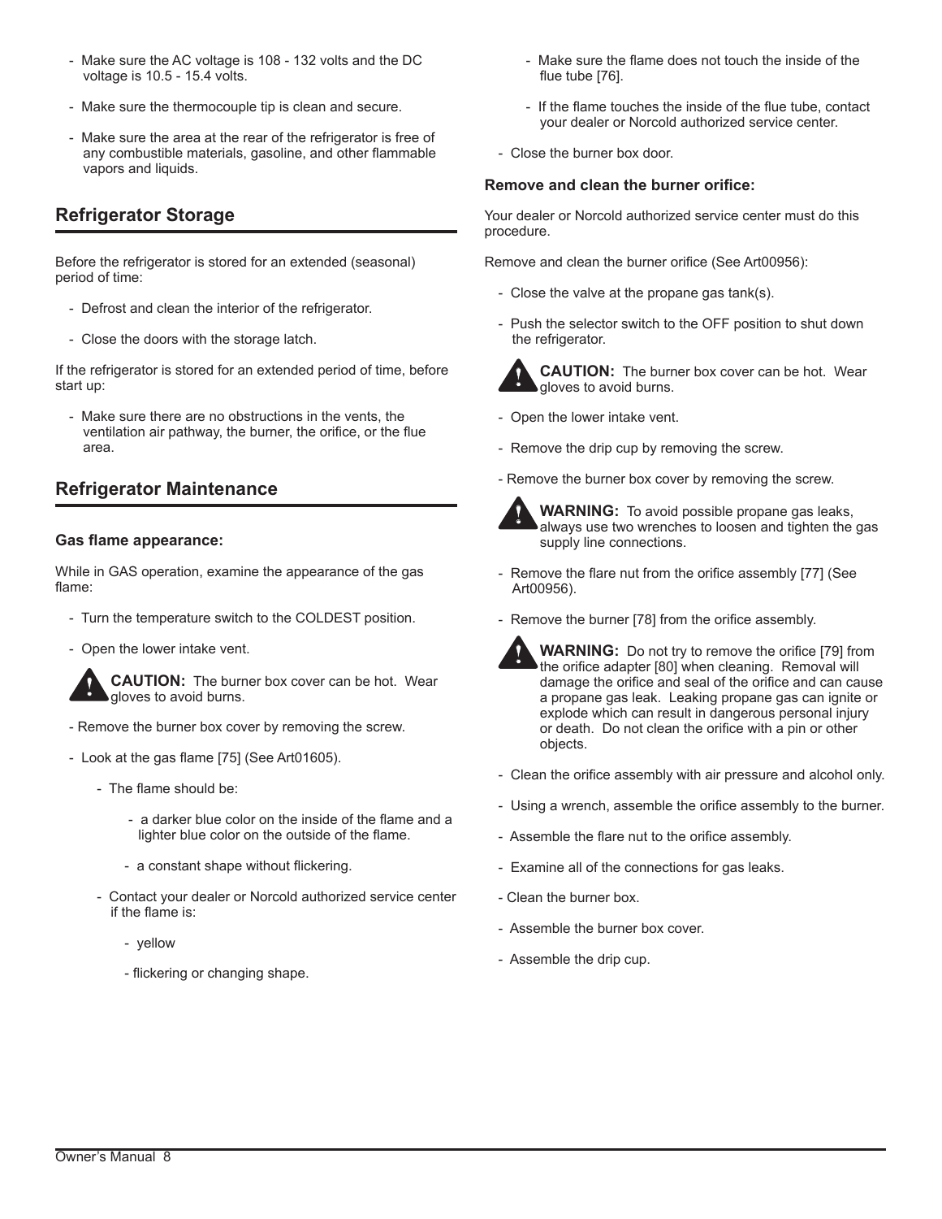- Make sure the AC voltage is 108 - 132 volts and the DC voltage is 10.5 - 15.4 volts.
- Make sure the thermocouple tip is clean and secure.
- Make sure the area at the rear of the refrigerator is free of any combustible materials, gasoline, and other flammable vapors and liquids.

## Refrigerator Storage

Before the refrigerator is stored for an extended (seasonal) period of time:

- Defrost and clean the interior of the refrigerator.
- Close the doors with the storage latch.

If the refrigerator is stored for an extended period of time, before start up:

- Make sure there are no obstructions in the vents, the ventilation air pathway, the burner, the orifice, or the flue area.

## Refrigerator Maintenance

### Gas flame appearance:

While in GAS operation, examine the appearance of the gas flame:

- Turn the temperature switch to the COLDEST position.
- Open the lower intake vent.

**CAUTION:** The burner box cover can be hot. Wear gloves to avoid burns.

- Remove the burner box cover by removing the screw.
- Look at the gas flame [75] (See Art01605).
  - The flame should be:
    - a darker blue color on the inside of the flame and a lighter blue color on the outside of the flame.
    - a constant shape without flickering.
  - Contact your dealer or Norcold authorized service center if the flame is:
    - yellow
    - flickering or changing shape.
  - Make sure the flame does not touch the inside of the flue tube [76].
  - If the flame touches the inside of the flue tube, contact your dealer or Norcold authorized service center.
- Close the burner box door.

### Remove and clean the burner orifice:

Your dealer or Norcold authorized service center must do this procedure.

Remove and clean the burner orifice (See Art00956):

- Close the valve at the propane gas tank(s).
- Push the selector switch to the OFF position to shut down the refrigerator.

**CAUTION:** The burner box cover can be hot. Wear gloves to avoid burns.

- Open the lower intake vent.
- Remove the drip cup by removing the screw.
- Remove the burner box cover by removing the screw.

**WARNING:** To avoid possible propane gas leaks, always use two wrenches to loosen and tighten the gas supply line connections.

- Remove the flare nut from the orifice assembly [77] (See Art00956).
- Remove the burner [78] from the orifice assembly.

**WARNING:** Do not try to remove the orifice [79] from the orifice adapter [80] when cleaning. Removal will damage the orifice and seal of the orifice and can cause a propane gas leak. Leaking propane gas can ignite or explode which can result in dangerous personal injury or death. Do not clean the orifice with a pin or other objects.

- Clean the orifice assembly with air pressure and alcohol only.
- Using a wrench, assemble the orifice assembly to the burner.
- Assemble the flare nut to the orifice assembly.
- Examine all of the connections for gas leaks.
- Clean the burner box.
- Assemble the burner box cover.
- Assemble the drip cup.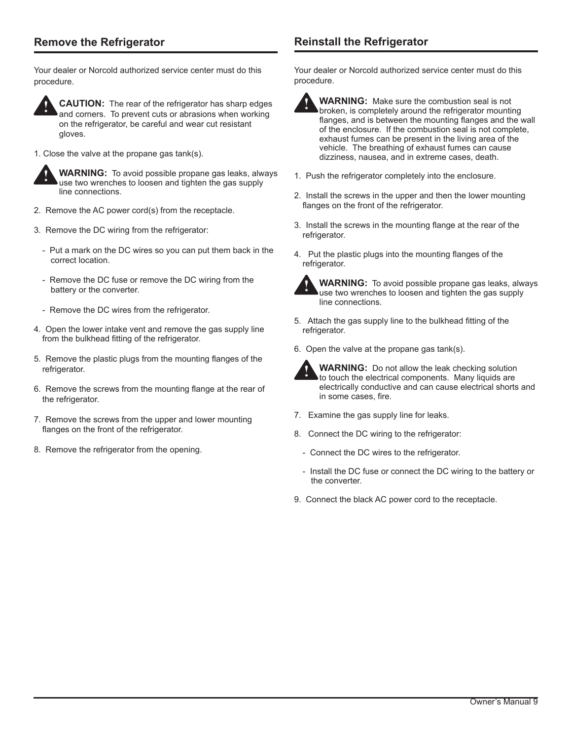## Remove the Refrigerator

Your dealer or Norcold authorized service center must do this procedure.

**CAUTION:** The rear of the refrigerator has sharp edges and corners. To prevent cuts or abrasions when working on the refrigerator, be careful and wear cut resistant gloves.

1. Close the valve at the propane gas tank(s).

**WARNING:** To avoid possible propane gas leaks, always use two wrenches to loosen and tighten the gas supply line connections.

2. Remove the AC power cord(s) from the receptacle.

3. Remove the DC wiring from the refrigerator:

   - Put a mark on the DC wires so you can put them back in the correct location.

   - Remove the DC fuse or remove the DC wiring from the battery or the converter.

   - Remove the DC wires from the refrigerator.

4. Open the lower intake vent and remove the gas supply line from the bulkhead fitting of the refrigerator.

5. Remove the plastic plugs from the mounting flanges of the refrigerator.

6. Remove the screws from the mounting flange at the rear of the refrigerator.

7. Remove the screws from the upper and lower mounting flanges on the front of the refrigerator.

8. Remove the refrigerator from the opening.

## Reinstall the Refrigerator

Your dealer or Norcold authorized service center must do this procedure.

**WARNING:** Make sure the combustion seal is not broken, is completely around the refrigerator mounting flanges, and is between the mounting flanges and the wall of the enclosure. If the combustion seal is not complete, exhaust fumes can be present in the living area of the vehicle. The breathing of exhaust fumes can cause dizziness, nausea, and in extreme cases, death.

1. Push the refrigerator completely into the enclosure.

2. Install the screws in the upper and then the lower mounting flanges on the front of the refrigerator.

3. Install the screws in the mounting flange at the rear of the refrigerator.

4. Put the plastic plugs into the mounting flanges of the refrigerator.

**WARNING:** To avoid possible propane gas leaks, always use two wrenches to loosen and tighten the gas supply line connections.

5. Attach the gas supply line to the bulkhead fitting of the refrigerator.

6. Open the valve at the propane gas tank(s).

**WARNING:** Do not allow the leak checking solution to touch the electrical components. Many liquids are electrically conductive and can cause electrical shorts and in some cases, fire.

7. Examine the gas supply line for leaks.

8. Connect the DC wiring to the refrigerator:

   - Connect the DC wires to the refrigerator.

   - Install the DC fuse or connect the DC wiring to the battery or the converter.

9. Connect the black AC power cord to the receptacle.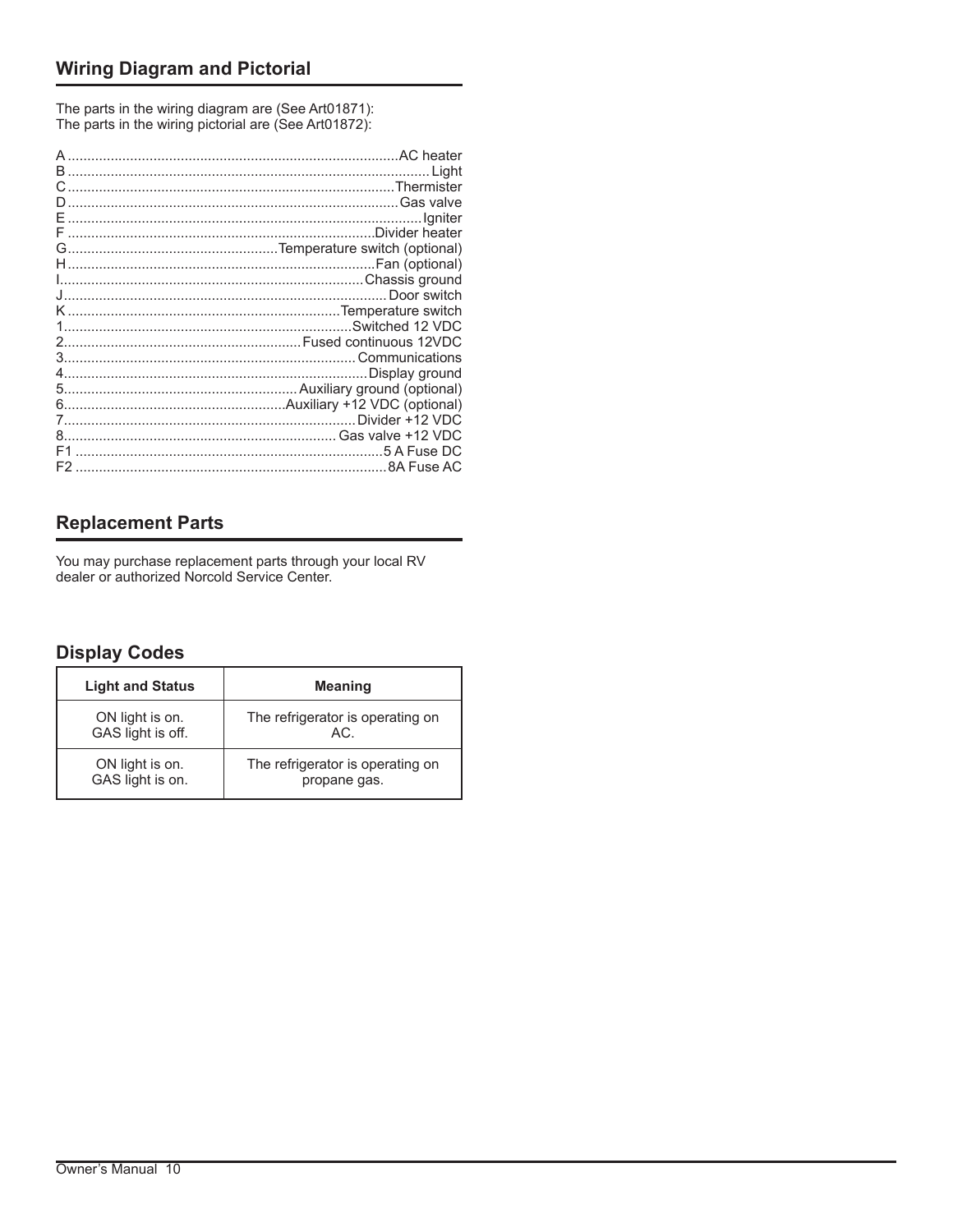## Wiring Diagram and Pictorial

The parts in the wiring diagram are (See Art01871):
The parts in the wiring pictorial are (See Art01872):

A ........ AC heater
B ........ Light
C ........ Thermister
D ........ Gas valve
E ........ Igniter
F ........ Divider heater
G ........ Temperature switch (optional)
H ........ Fan (optional)
I ........ Chassis ground
J ........ Door switch
K ........ Temperature switch
1 ........ Switched 12 VDC
2 ........ Fused continuous 12VDC
3 ........ Communications
4 ........ Display ground
5 ........ Auxiliary ground (optional)
6 ........ Auxiliary +12 VDC (optional)
7 ........ Divider +12 VDC
8 ........ Gas valve +12 VDC
F1 ........ 5 A Fuse DC
F2 ........ 8A Fuse AC

## Replacement Parts

You may purchase replacement parts through your local RV dealer or authorized Norcold Service Center.

## Display Codes

| Light and Status | Meaning |
|---|---|
| ON light is on.<br>GAS light is off. | The refrigerator is operating on AC. |
| ON light is on.<br>GAS light is on. | The refrigerator is operating on propane gas. |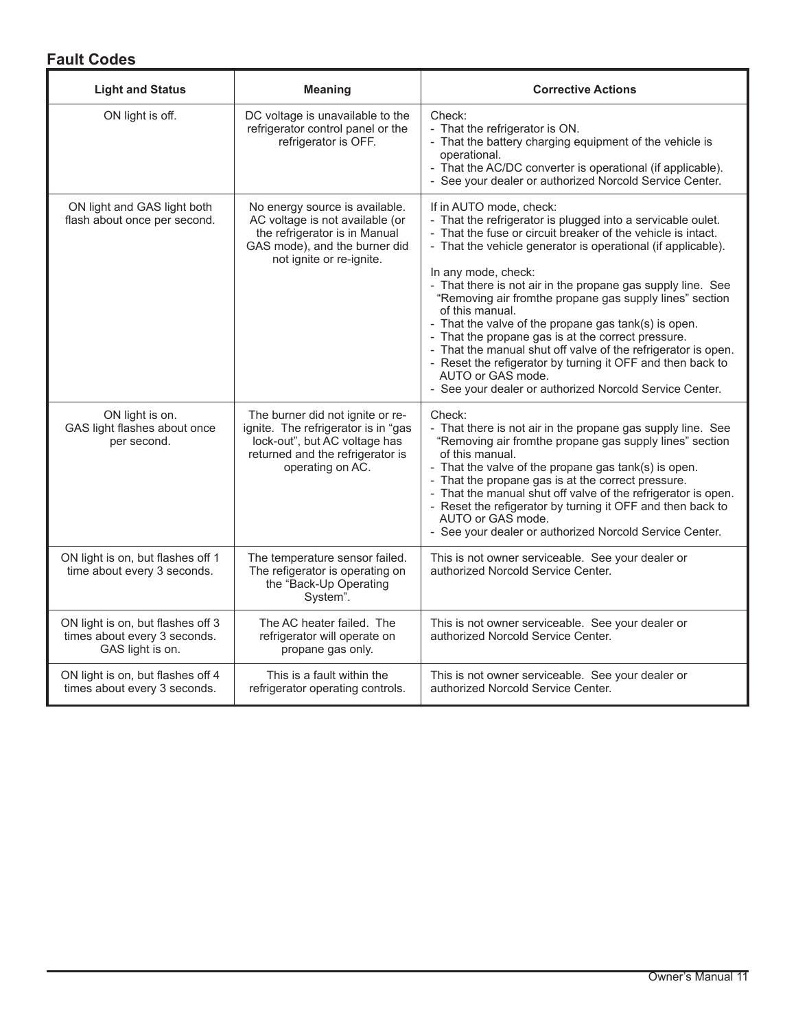## Fault Codes

| Light and Status | Meaning | Corrective Actions |
|---|---|---|
| ON light is off. | DC voltage is unavailable to the refrigerator control panel or the refrigerator is OFF. | Check:<br>- That the refrigerator is ON.<br>- That the battery charging equipment of the vehicle is operational.<br>- That the AC/DC converter is operational (if applicable).<br>- See your dealer or authorized Norcold Service Center. |
| ON light and GAS light both flash about once per second. | No energy source is available. AC voltage is not available (or the refrigerator is in Manual GAS mode), and the burner did not ignite or re-ignite. | If in AUTO mode, check:<br>- That the refrigerator is plugged into a servicable oulet.<br>- That the fuse or circuit breaker of the vehicle is intact.<br>- That the vehicle generator is operational (if applicable).<br><br>In any mode, check:<br>- That there is not air in the propane gas supply line. See "Removing air fromthe propane gas supply lines" section of this manual.<br>- That the valve of the propane gas tank(s) is open.<br>- That the propane gas is at the correct pressure.<br>- That the manual shut off valve of the refrigerator is open.<br>- Reset the refigerator by turning it OFF and then back to AUTO or GAS mode.<br>- See your dealer or authorized Norcold Service Center. |
| ON light is on.<br>GAS light flashes about once per second. | The burner did not ignite or re-ignite. The refrigerator is in "gas lock-out", but AC voltage has returned and the refrigerator is operating on AC. | Check:<br>- That there is not air in the propane gas supply line. See "Removing air fromthe propane gas supply lines" section of this manual.<br>- That the valve of the propane gas tank(s) is open.<br>- That the propane gas is at the correct pressure.<br>- That the manual shut off valve of the refrigerator is open.<br>- Reset the refigerator by turning it OFF and then back to AUTO or GAS mode.<br>- See your dealer or authorized Norcold Service Center. |
| ON light is on, but flashes off 1 time about every 3 seconds. | The temperature sensor failed. The refigerator is operating on the "Back-Up Operating System". | This is not owner serviceable. See your dealer or authorized Norcold Service Center. |
| ON light is on, but flashes off 3 times about every 3 seconds. GAS light is on. | The AC heater failed. The refrigerator will operate on propane gas only. | This is not owner serviceable. See your dealer or authorized Norcold Service Center. |
| ON light is on, but flashes off 4 times about every 3 seconds. | This is a fault within the refrigerator operating controls. | This is not owner serviceable. See your dealer or authorized Norcold Service Center. |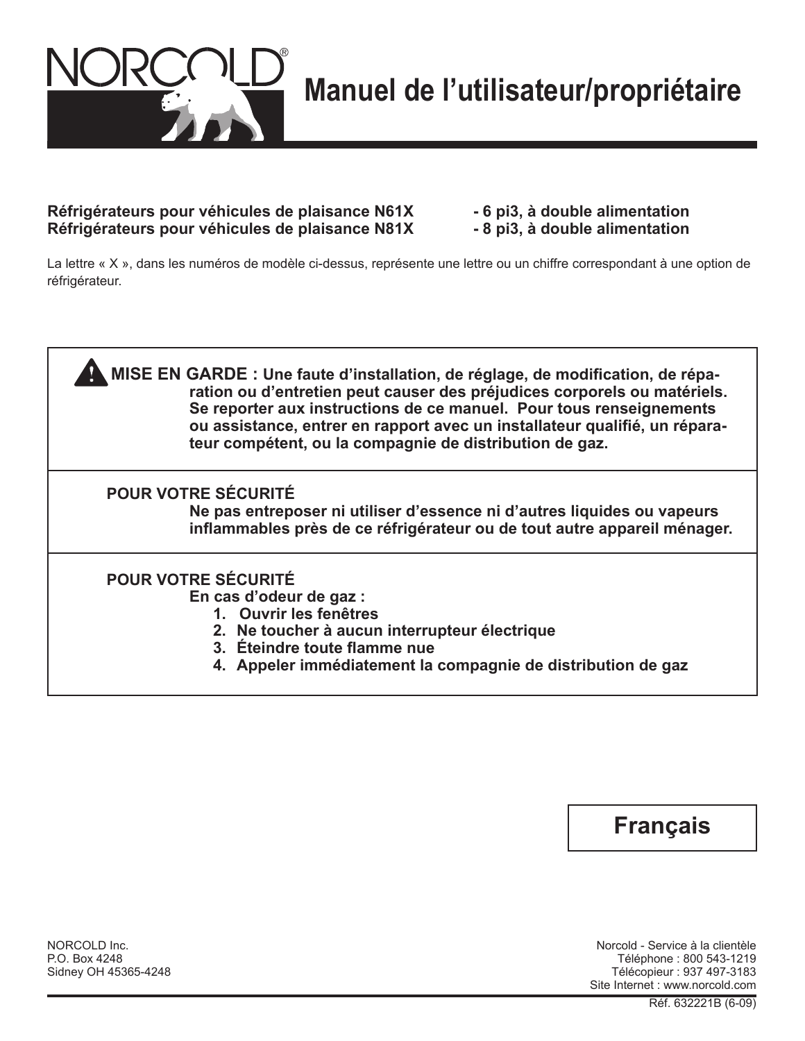# NORCOLD® Manuel de l'utilisateur/propriétaire

**Réfrigérateurs pour véhicules de plaisance N61X - 6 pi3, à double alimentation**
**Réfrigérateurs pour véhicules de plaisance N81X - 8 pi3, à double alimentation**

La lettre « X », dans les numéros de modèle ci-dessus, représente une lettre ou un chiffre correspondant à une option de réfrigérateur.

---

**⚠ MISE EN GARDE : Une faute d'installation, de réglage, de modification, de réparation ou d'entretien peut causer des préjudices corporels ou matériels. Se reporter aux instructions de ce manuel. Pour tous renseignements ou assistance, entrer en rapport avec un installateur qualifié, un réparateur compétent, ou la compagnie de distribution de gaz.**

---

**POUR VOTRE SÉCURITÉ**

**Ne pas entreposer ni utiliser d'essence ni d'autres liquides ou vapeurs inflammables près de ce réfrigérateur ou de tout autre appareil ménager.**

---

**POUR VOTRE SÉCURITÉ**

**En cas d'odeur de gaz :**

1. **Ouvrir les fenêtres**
2. **Ne toucher à aucun interrupteur électrique**
3. **Éteindre toute flamme nue**
4. **Appeler immédiatement la compagnie de distribution de gaz**

---

**Français**

NORCOLD Inc.
P.O. Box 4248
Sidney OH 45365-4248

Norcold - Service à la clientèle
Téléphone : 800 543-1219
Télécopieur : 937 497-3183
Site Internet : www.norcold.com

Réf. 632221B (6-09)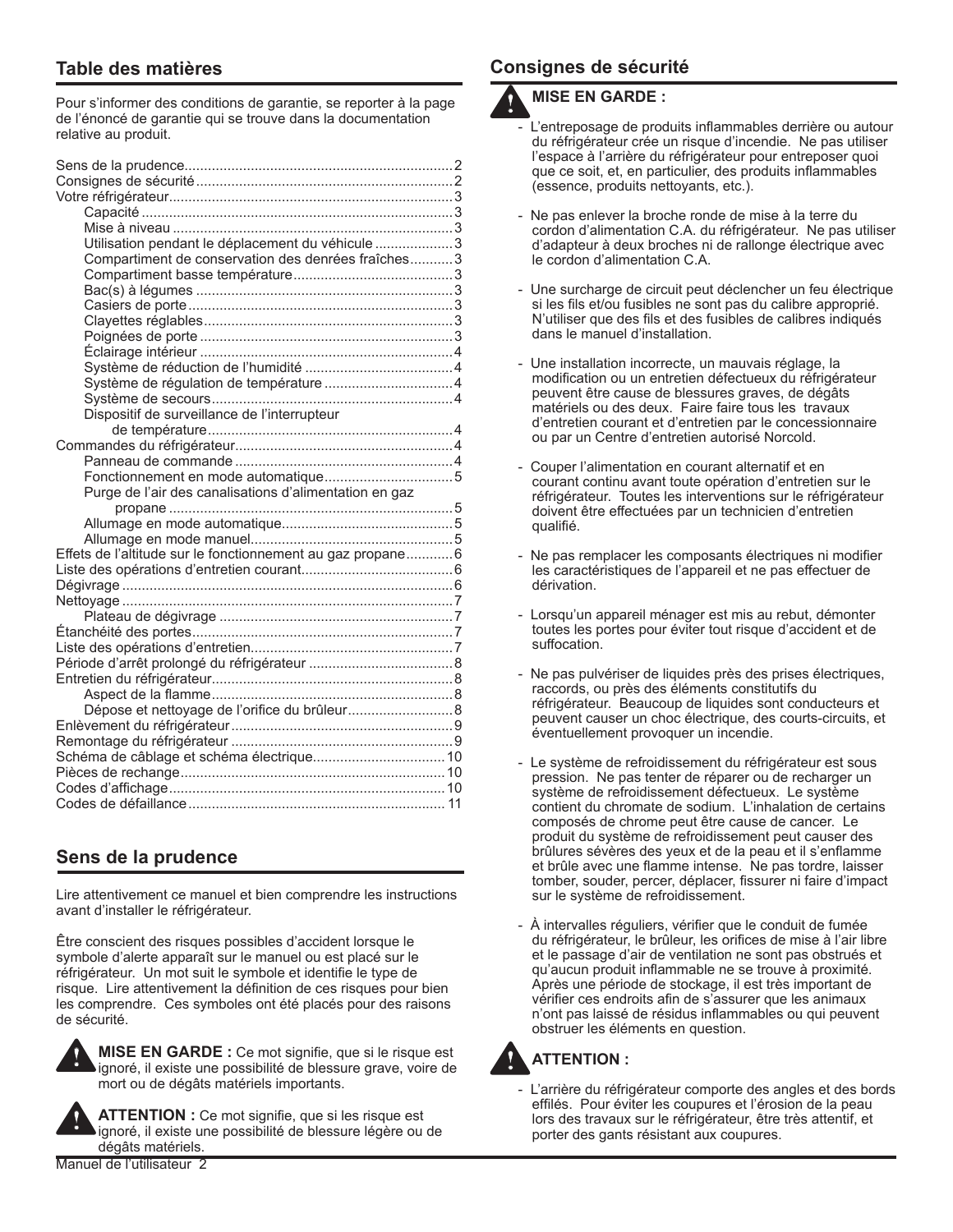## Table des matières

Pour s'informer des conditions de garantie, se reporter à la page de l'énoncé de garantie qui se trouve dans la documentation relative au produit.

- Sens de la prudence ..... 2
- Consignes de sécurité ..... 2
- Votre réfrigérateur ..... 3
  - Capacité ..... 3
  - Mise à niveau ..... 3
  - Utilisation pendant le déplacement du véhicule ..... 3
  - Compartiment de conservation des denrées fraîches ..... 3
  - Compartiment basse température ..... 3
  - Bac(s) à légumes ..... 3
  - Casiers de porte ..... 3
  - Clayettes réglables ..... 3
  - Poignées de porte ..... 3
  - Éclairage intérieur ..... 4
  - Système de réduction de l'humidité ..... 4
  - Système de régulation de température ..... 4
  - Système de secours ..... 4
  - Dispositif de surveillance de l'interrupteur de température ..... 4
- Commandes du réfrigérateur ..... 4
  - Panneau de commande ..... 4
  - Fonctionnement en mode automatique ..... 5
  - Purge de l'air des canalisations d'alimentation en gaz propane ..... 5
  - Allumage en mode automatique ..... 5
  - Allumage en mode manuel ..... 5
- Effets de l'altitude sur le fonctionnement au gaz propane ..... 6
- Liste des opérations d'entretien courant ..... 6
- Dégivrage ..... 6
- Nettoyage ..... 7
  - Plateau de dégivrage ..... 7
- Étanchéité des portes ..... 7
- Liste des opérations d'entretien ..... 7
- Période d'arrêt prolongé du réfrigérateur ..... 8
- Entretien du réfrigérateur ..... 8
  - Aspect de la flamme ..... 8
  - Dépose et nettoyage de l'orifice du brûleur ..... 8
- Enlèvement du réfrigérateur ..... 9
- Remontage du réfrigérateur ..... 9
- Schéma de câblage et schéma électrique ..... 10
- Pièces de rechange ..... 10
- Codes d'affichage ..... 10
- Codes de défaillance ..... 11

## Sens de la prudence

Lire attentivement ce manuel et bien comprendre les instructions avant d'installer le réfrigérateur.

Être conscient des risques possibles d'accident lorsque le symbole d'alerte apparaît sur le manuel ou est placé sur le réfrigérateur. Un mot suit le symbole et identifie le type de risque. Lire attentivement la définition de ces risques pour bien les comprendre. Ces symboles ont été placés pour des raisons de sécurité.

**MISE EN GARDE :** Ce mot signifie, que si le risque est ignoré, il existe une possibilité de blessure grave, voire de mort ou de dégâts matériels importants.

**ATTENTION :** Ce mot signifie, que si les risque est ignoré, il existe une possibilité de blessure légère ou de dégâts matériels.

## Consignes de sécurité

**MISE EN GARDE :**

- L'entreposage de produits inflammables derrière ou autour du réfrigérateur crée un risque d'incendie. Ne pas utiliser l'espace à l'arrière du réfrigérateur pour entreposer quoi que ce soit, et, en particulier, des produits inflammables (essence, produits nettoyants, etc.).

- Ne pas enlever la broche ronde de mise à la terre du cordon d'alimentation C.A. du réfrigérateur. Ne pas utiliser d'adapteur à deux broches ni de rallonge électrique avec le cordon d'alimentation C.A.

- Une surcharge de circuit peut déclencher un feu électrique si les fils et/ou fusibles ne sont pas du calibre approprié. N'utiliser que des fils et des fusibles de calibres indiqués dans le manuel d'installation.

- Une installation incorrecte, un mauvais réglage, la modification ou un entretien défectueux du réfrigérateur peuvent être cause de blessures graves, de dégâts matériels ou des deux. Faire faire tous les travaux d'entretien courant et d'entretien par le concessionnaire ou par un Centre d'entretien autorisé Norcold.

- Couper l'alimentation en courant alternatif et en courant continu avant toute opération d'entretien sur le réfrigérateur. Toutes les interventions sur le réfrigérateur doivent être effectuées par un technicien d'entretien qualifié.

- Ne pas remplacer les composants électriques ni modifier les caractéristiques de l'appareil et ne pas effectuer de dérivation.

- Lorsqu'un appareil ménager est mis au rebut, démonter toutes les portes pour éviter tout risque d'accident et de suffocation.

- Ne pas pulvériser de liquides près des prises électriques, raccords, ou près des éléments constitutifs du réfrigérateur. Beaucoup de liquides sont conducteurs et peuvent causer un choc électrique, des courts-circuits, et éventuellement provoquer un incendie.

- Le système de refroidissement du réfrigérateur est sous pression. Ne pas tenter de réparer ou de recharger un système de refroidissement défectueux. Le système contient du chromate de sodium. L'inhalation de certains composés de chrome peut être cause de cancer. Le produit du système de refroidissement peut causer des brûlures sévères des yeux et de la peau et il s'enflamme et brûle avec une flamme intense. Ne pas tordre, laisser tomber, souder, percer, déplacer, fissurer ni faire d'impact sur le système de refroidissement.

- À intervalles réguliers, vérifier que le conduit de fumée du réfrigérateur, le brûleur, les orifices de mise à l'air libre et le passage d'air de ventilation ne sont pas obstrués et qu'aucun produit inflammable ne se trouve à proximité. Après une période de stockage, il est très important de vérifier ces endroits afin de s'assurer que les animaux n'ont pas laissé de résidus inflammables ou qui peuvent obstruer les éléments en question.

**ATTENTION :**

- L'arrière du réfrigérateur comporte des angles et des bords effilés. Pour éviter les coupures et l'érosion de la peau lors des travaux sur le réfrigérateur, être très attentif, et porter des gants résistant aux coupures.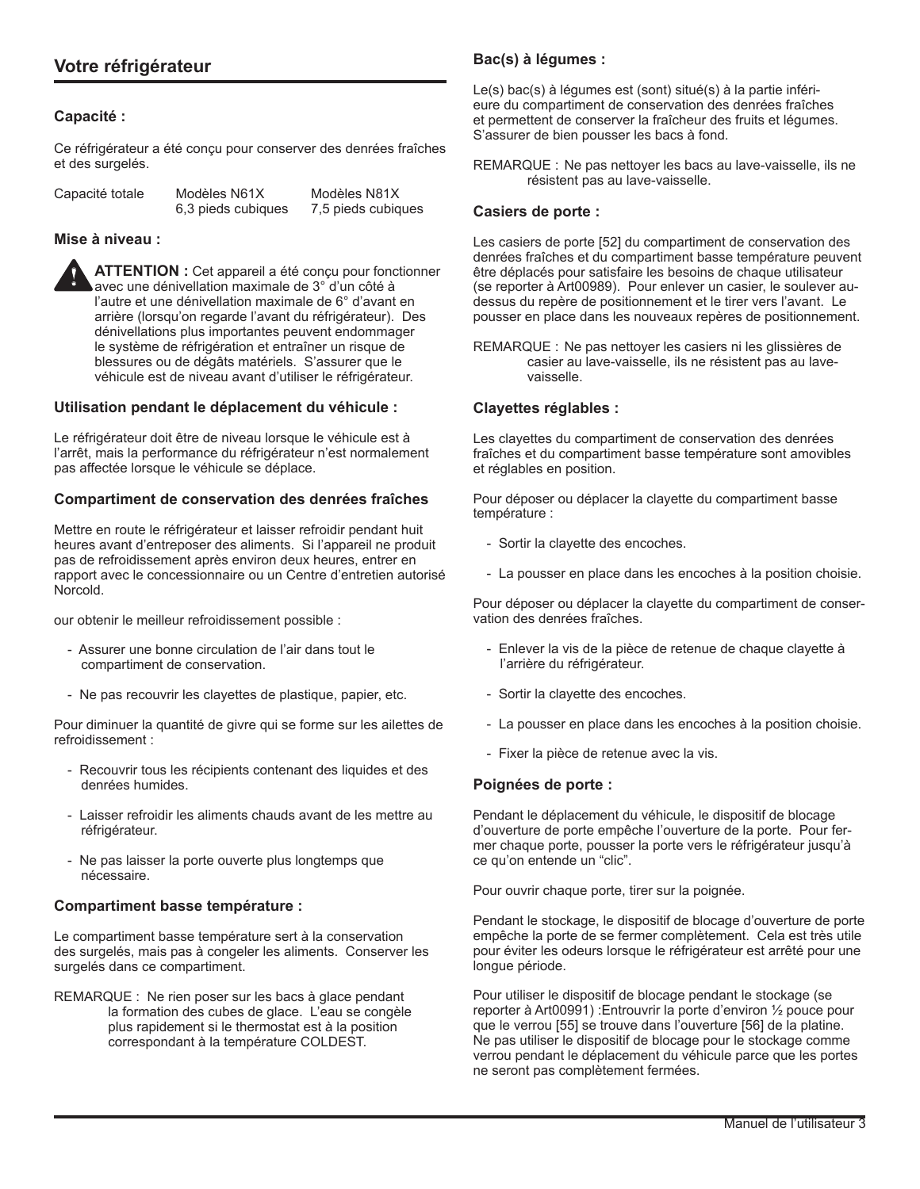## Votre réfrigérateur

### Capacité :

Ce réfrigérateur a été conçu pour conserver des denrées fraîches et des surgelés.

| Capacité totale | Modèles N61X | Modèles N81X |
|---|---|---|
| | 6,3 pieds cubiques | 7,5 pieds cubiques |

### Mise à niveau :

**ATTENTION :** Cet appareil a été conçu pour fonctionner avec une dénivellation maximale de 3° d'un côté à l'autre et une dénivellation maximale de 6° d'avant en arrière (lorsqu'on regarde l'avant du réfrigérateur). Des dénivellations plus importantes peuvent endommager le système de réfrigération et entraîner un risque de blessures ou de dégâts matériels. S'assurer que le véhicule est de niveau avant d'utiliser le réfrigérateur.

### Utilisation pendant le déplacement du véhicule :

Le réfrigérateur doit être de niveau lorsque le véhicule est à l'arrêt, mais la performance du réfrigérateur n'est normalement pas affectée lorsque le véhicule se déplace.

### Compartiment de conservation des denrées fraîches

Mettre en route le réfrigérateur et laisser refroidir pendant huit heures avant d'entreposer des aliments. Si l'appareil ne produit pas de refroidissement après environ deux heures, entrer en rapport avec le concessionnaire ou un Centre d'entretien autorisé Norcold.

our obtenir le meilleur refroidissement possible :

- Assurer une bonne circulation de l'air dans tout le compartiment de conservation.
- Ne pas recouvrir les clayettes de plastique, papier, etc.

Pour diminuer la quantité de givre qui se forme sur les ailettes de refroidissement :

- Recouvrir tous les récipients contenant des liquides et des denrées humides.
- Laisser refroidir les aliments chauds avant de les mettre au réfrigérateur.
- Ne pas laisser la porte ouverte plus longtemps que nécessaire.

### Compartiment basse température :

Le compartiment basse température sert à la conservation des surgelés, mais pas à congeler les aliments. Conserver les surgelés dans ce compartiment.

REMARQUE : Ne rien poser sur les bacs à glace pendant la formation des cubes de glace. L'eau se congèle plus rapidement si le thermostat est à la position correspondant à la température COLDEST.

### Bac(s) à légumes :

Le(s) bac(s) à légumes est (sont) situé(s) à la partie inférieure du compartiment de conservation des denrées fraîches et permettent de conserver la fraîcheur des fruits et légumes. S'assurer de bien pousser les bacs à fond.

REMARQUE : Ne pas nettoyer les bacs au lave-vaisselle, ils ne résistent pas au lave-vaisselle.

### Casiers de porte :

Les casiers de porte [52] du compartiment de conservation des denrées fraîches et du compartiment basse température peuvent être déplacés pour satisfaire les besoins de chaque utilisateur (se reporter à Art00989). Pour enlever un casier, le soulever au-dessus du repère de positionnement et le tirer vers l'avant. Le pousser en place dans les nouveaux repères de positionnement.

REMARQUE : Ne pas nettoyer les casiers ni les glissières de casier au lave-vaisselle, ils ne résistent pas au lave-vaisselle.

### Clayettes réglables :

Les clayettes du compartiment de conservation des denrées fraîches et du compartiment basse température sont amovibles et réglables en position.

Pour déposer ou déplacer la clayette du compartiment basse température :

- Sortir la clayette des encoches.
- La pousser en place dans les encoches à la position choisie.

Pour déposer ou déplacer la clayette du compartiment de conservation des denrées fraîches.

- Enlever la vis de la pièce de retenue de chaque clayette à l'arrière du réfrigérateur.
- Sortir la clayette des encoches.
- La pousser en place dans les encoches à la position choisie.
- Fixer la pièce de retenue avec la vis.

### Poignées de porte :

Pendant le déplacement du véhicule, le dispositif de blocage d'ouverture de porte empêche l'ouverture de la porte. Pour fermer chaque porte, pousser la porte vers le réfrigérateur jusqu'à ce qu'on entende un "clic".

Pour ouvrir chaque porte, tirer sur la poignée.

Pendant le stockage, le dispositif de blocage d'ouverture de porte empêche la porte de se fermer complètement. Cela est très utile pour éviter les odeurs lorsque le réfrigérateur est arrêté pour une longue période.

Pour utiliser le dispositif de blocage pendant le stockage (se reporter à Art00991) :Entrouvrir la porte d'environ ½ pouce pour que le verrou [55] se trouve dans l'ouverture [56] de la platine. Ne pas utiliser le dispositif de blocage pour le stockage comme verrou pendant le déplacement du véhicule parce que les portes ne seront pas complètement fermées.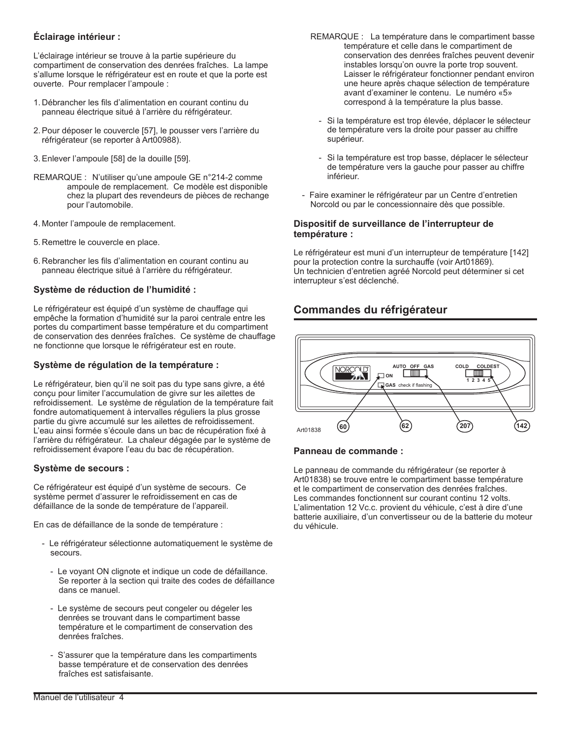### Éclairage intérieur :

L'éclairage intérieur se trouve à la partie supérieure du compartiment de conservation des denrées fraîches. La lampe s'allume lorsque le réfrigérateur est en route et que la porte est ouverte. Pour remplacer l'ampoule :

1. Débrancher les fils d'alimentation en courant continu du panneau électrique situé à l'arrière du réfrigérateur.
2. Pour déposer le couvercle [57], le pousser vers l'arrière du réfrigérateur (se reporter à Art00988).
3. Enlever l'ampoule [58] de la douille [59].

REMARQUE : N'utiliser qu'une ampoule GE n°214-2 comme ampoule de remplacement. Ce modèle est disponible chez la plupart des revendeurs de pièces de rechange pour l'automobile.

4. Monter l'ampoule de remplacement.
5. Remettre le couvercle en place.
6. Rebrancher les fils d'alimentation en courant continu au panneau électrique situé à l'arrière du réfrigérateur.

### Système de réduction de l'humidité :

Le réfrigérateur est équipé d'un système de chauffage qui empêche la formation d'humidité sur la paroi centrale entre les portes du compartiment basse température et du compartiment de conservation des denrées fraîches. Ce système de chauffage ne fonctionne que lorsque le réfrigérateur est en route.

### Système de régulation de la température :

Le réfrigérateur, bien qu'il ne soit pas du type sans givre, a été conçu pour limiter l'accumulation de givre sur les ailettes de refroidissement. Le système de régulation de la température fait fondre automatiquement à intervalles réguliers la plus grosse partie du givre accumulé sur les ailettes de refroidissement. L'eau ainsi formée s'écoule dans un bac de récupération fixé à l'arrière du réfrigérateur. La chaleur dégagée par le système de refroidissement évapore l'eau du bac de récupération.

### Système de secours :

Ce réfrigérateur est équipé d'un système de secours. Ce système permet d'assurer le refroidissement en cas de défaillance de la sonde de température de l'appareil.

En cas de défaillance de la sonde de température :

- Le réfrigérateur sélectionne automatiquement le système de secours.
  - Le voyant ON clignote et indique un code de défaillance. Se reporter à la section qui traite des codes de défaillance dans ce manuel.
  - Le système de secours peut congeler ou dégeler les denrées se trouvant dans le compartiment basse température et le compartiment de conservation des denrées fraîches.
  - S'assurer que la température dans les compartiments basse température et de conservation des denrées fraîches est satisfaisante.

REMARQUE : La température dans le compartiment basse température et celle dans le compartiment de conservation des denrées fraîches peuvent devenir instables lorsqu'on ouvre la porte trop souvent. Laisser le réfrigérateur fonctionner pendant environ une heure après chaque sélection de température avant d'examiner le contenu. Le numéro «5» correspond à la température la plus basse.

  - Si la température est trop élevée, déplacer le sélecteur de température vers la droite pour passer au chiffre supérieur.
  - Si la température est trop basse, déplacer le sélecteur de température vers la gauche pour passer au chiffre inférieur.
- Faire examiner le réfrigérateur par un Centre d'entretien Norcold ou par le concessionnaire dès que possible.

### Dispositif de surveillance de l'interrupteur de température :

Le réfrigérateur est muni d'un interrupteur de température [142] pour la protection contre la surchauffe (voir Art01869). Un technicien d'entretien agréé Norcold peut déterminer si cet interrupteur s'est déclenché.

## Commandes du réfrigérateur

NORCOLD — AUTO OFF GAS — ON — GAS check if flashing — COLD COLDEST — 1 2 3 4 5

60 — 62 — 207 — 142

Art01838

### Panneau de commande :

Le panneau de commande du réfrigérateur (se reporter à Art01838) se trouve entre le compartiment basse température et le compartiment de conservation des denrées fraîches. Les commandes fonctionnent sur courant continu 12 volts. L'alimentation 12 Vc.c. provient du véhicule, c'est à dire d'une batterie auxiliaire, d'un convertisseur ou de la batterie du moteur du véhicule.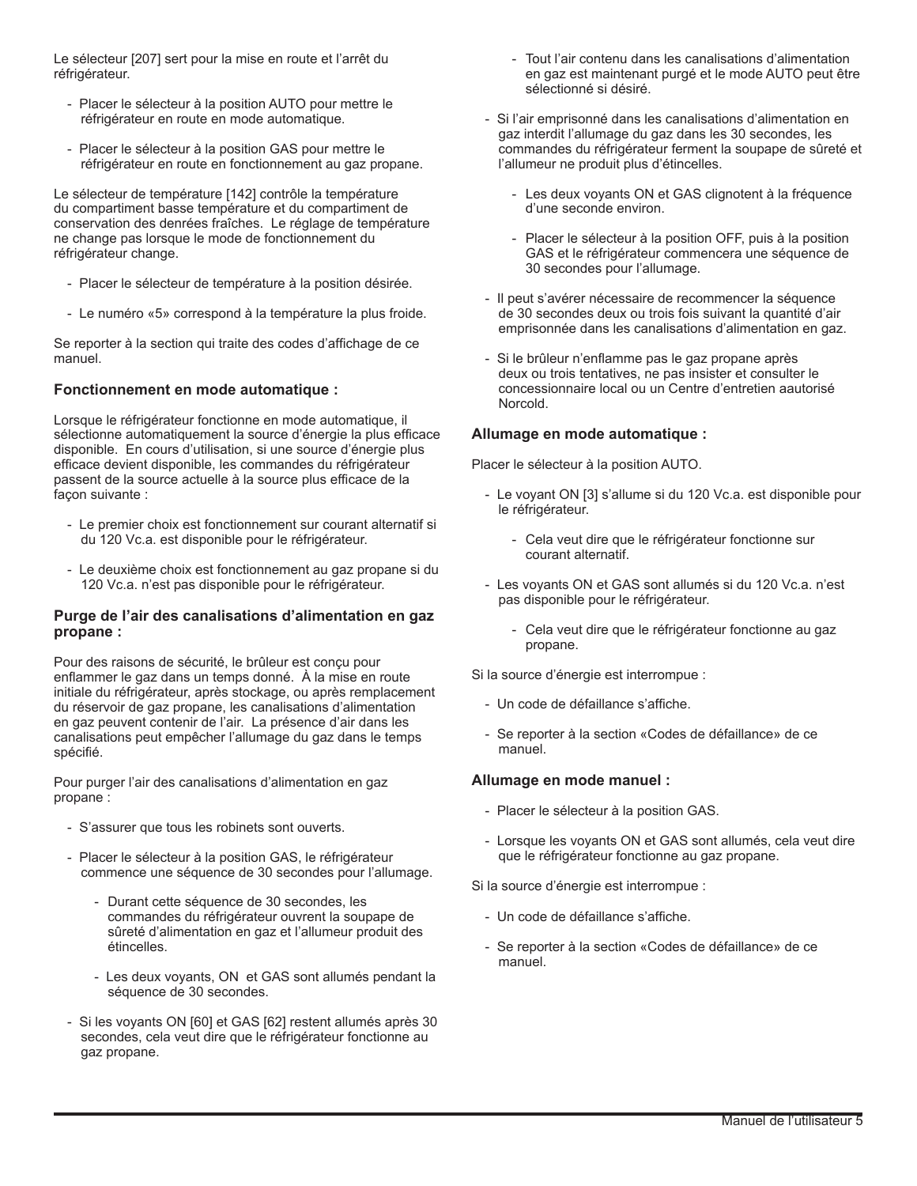Le sélecteur [207] sert pour la mise en route et l'arrêt du réfrigérateur.

- Placer le sélecteur à la position AUTO pour mettre le réfrigérateur en route en mode automatique.
- Placer le sélecteur à la position GAS pour mettre le réfrigérateur en route en fonctionnement au gaz propane.

Le sélecteur de température [142] contrôle la température du compartiment basse température et du compartiment de conservation des denrées fraîches. Le réglage de température ne change pas lorsque le mode de fonctionnement du réfrigérateur change.

- Placer le sélecteur de température à la position désirée.
- Le numéro «5» correspond à la température la plus froide.

Se reporter à la section qui traite des codes d'affichage de ce manuel.

### Fonctionnement en mode automatique :

Lorsque le réfrigérateur fonctionne en mode automatique, il sélectionne automatiquement la source d'énergie la plus efficace disponible. En cours d'utilisation, si une source d'énergie plus efficace devient disponible, les commandes du réfrigérateur passent de la source actuelle à la source plus efficace de la façon suivante :

- Le premier choix est fonctionnement sur courant alternatif si du 120 Vc.a. est disponible pour le réfrigérateur.
- Le deuxième choix est fonctionnement au gaz propane si du 120 Vc.a. n'est pas disponible pour le réfrigérateur.

### Purge de l'air des canalisations d'alimentation en gaz propane :

Pour des raisons de sécurité, le brûleur est conçu pour enflammer le gaz dans un temps donné. À la mise en route initiale du réfrigérateur, après stockage, ou après remplacement du réservoir de gaz propane, les canalisations d'alimentation en gaz peuvent contenir de l'air. La présence d'air dans les canalisations peut empêcher l'allumage du gaz dans le temps spécifié.

Pour purger l'air des canalisations d'alimentation en gaz propane :

- S'assurer que tous les robinets sont ouverts.
- Placer le sélecteur à la position GAS, le réfrigérateur commence une séquence de 30 secondes pour l'allumage.
    - Durant cette séquence de 30 secondes, les commandes du réfrigérateur ouvrent la soupape de sûreté d'alimentation en gaz et l'allumeur produit des étincelles.
    - Les deux voyants, ON et GAS sont allumés pendant la séquence de 30 secondes.
- Si les voyants ON [60] et GAS [62] restent allumés après 30 secondes, cela veut dire que le réfrigérateur fonctionne au gaz propane.
    - Tout l'air contenu dans les canalisations d'alimentation en gaz est maintenant purgé et le mode AUTO peut être sélectionné si désiré.
- Si l'air emprisonné dans les canalisations d'alimentation en gaz interdit l'allumage du gaz dans les 30 secondes, les commandes du réfrigérateur ferment la soupape de sûreté et l'allumeur ne produit plus d'étincelles.
    - Les deux voyants ON et GAS clignotent à la fréquence d'une seconde environ.
    - Placer le sélecteur à la position OFF, puis à la position GAS et le réfrigérateur commencera une séquence de 30 secondes pour l'allumage.
- Il peut s'avérer nécessaire de recommencer la séquence de 30 secondes deux ou trois fois suivant la quantité d'air emprisonnée dans les canalisations d'alimentation en gaz.
- Si le brûleur n'enflamme pas le gaz propane après deux ou trois tentatives, ne pas insister et consulter le concessionnaire local ou un Centre d'entretien aautorisé Norcold.

### Allumage en mode automatique :

Placer le sélecteur à la position AUTO.

- Le voyant ON [3] s'allume si du 120 Vc.a. est disponible pour le réfrigérateur.
    - Cela veut dire que le réfrigérateur fonctionne sur courant alternatif.
- Les voyants ON et GAS sont allumés si du 120 Vc.a. n'est pas disponible pour le réfrigérateur.
    - Cela veut dire que le réfrigérateur fonctionne au gaz propane.

Si la source d'énergie est interrompue :

- Un code de défaillance s'affiche.
- Se reporter à la section «Codes de défaillance» de ce manuel.

### Allumage en mode manuel :

- Placer le sélecteur à la position GAS.
- Lorsque les voyants ON et GAS sont allumés, cela veut dire que le réfrigérateur fonctionne au gaz propane.

Si la source d'énergie est interrompue :

- Un code de défaillance s'affiche.
- Se reporter à la section «Codes de défaillance» de ce manuel.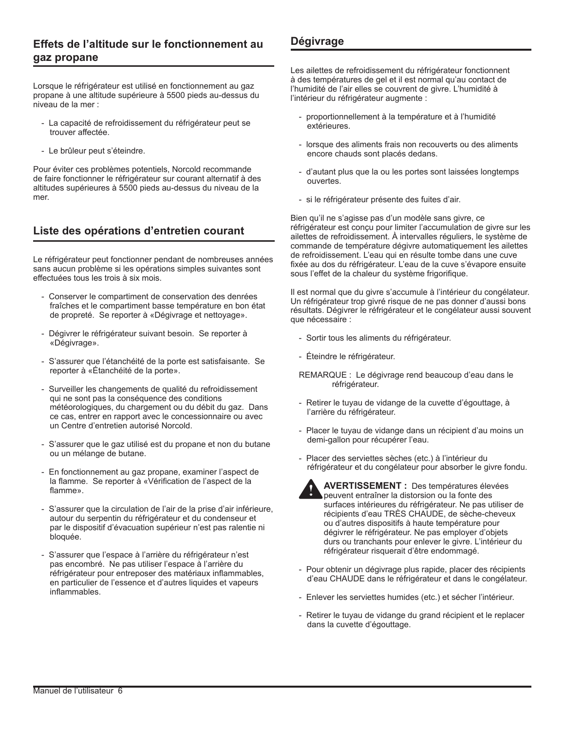## Effets de l'altitude sur le fonctionnement au gaz propane

Lorsque le réfrigérateur est utilisé en fonctionnement au gaz propane à une altitude supérieure à 5500 pieds au-dessus du niveau de la mer :

- La capacité de refroidissement du réfrigérateur peut se trouver affectée.
- Le brûleur peut s'éteindre.

Pour éviter ces problèmes potentiels, Norcold recommande de faire fonctionner le réfrigérateur sur courant alternatif à des altitudes supérieures à 5500 pieds au-dessus du niveau de la mer.

## Liste des opérations d'entretien courant

Le réfrigérateur peut fonctionner pendant de nombreuses années sans aucun problème si les opérations simples suivantes sont effectuées tous les trois à six mois.

- Conserver le compartiment de conservation des denrées fraîches et le compartiment basse température en bon état de propreté. Se reporter à «Dégivrage et nettoyage».
- Dégivrer le réfrigérateur suivant besoin. Se reporter à «Dégivrage».
- S'assurer que l'étanchéité de la porte est satisfaisante. Se reporter à «Étanchéité de la porte».
- Surveiller les changements de qualité du refroidissement qui ne sont pas la conséquence des conditions météorologiques, du chargement ou du débit du gaz. Dans ce cas, entrer en rapport avec le concessionnaire ou avec un Centre d'entretien autorisé Norcold.
- S'assurer que le gaz utilisé est du propane et non du butane ou un mélange de butane.
- En fonctionnement au gaz propane, examiner l'aspect de la flamme. Se reporter à «Vérification de l'aspect de la flamme».
- S'assurer que la circulation de l'air de la prise d'air inférieure, autour du serpentin du réfrigérateur et du condenseur et par le dispositif d'évacuation supérieur n'est pas ralentie ni bloquée.
- S'assurer que l'espace à l'arrière du réfrigérateur n'est pas encombré. Ne pas utiliser l'espace à l'arrière du réfrigérateur pour entreposer des matériaux inflammables, en particulier de l'essence et d'autres liquides et vapeurs inflammables.

## Dégivrage

Les ailettes de refroidissement du réfrigérateur fonctionnent à des températures de gel et il est normal qu'au contact de l'humidité de l'air elles se couvrent de givre. L'humidité à l'intérieur du réfrigérateur augmente :

- proportionnellement à la température et à l'humidité extérieures.
- lorsque des aliments frais non recouverts ou des aliments encore chauds sont placés dedans.
- d'autant plus que la ou les portes sont laissées longtemps ouvertes.
- si le réfrigérateur présente des fuites d'air.

Bien qu'il ne s'agisse pas d'un modèle sans givre, ce réfrigérateur est conçu pour limiter l'accumulation de givre sur les ailettes de refroidissement. À intervalles réguliers, le système de commande de température dégivre automatiquement les ailettes de refroidissement. L'eau qui en résulte tombe dans une cuve fixée au dos du réfrigérateur. L'eau de la cuve s'évapore ensuite sous l'effet de la chaleur du système frigorifique.

Il est normal que du givre s'accumule à l'intérieur du congélateur. Un réfrigérateur trop givré risque de ne pas donner d'aussi bons résultats. Dégivrer le réfrigérateur et le congélateur aussi souvent que nécessaire :

- Sortir tous les aliments du réfrigérateur.
- Éteindre le réfrigérateur.

REMARQUE : Le dégivrage rend beaucoup d'eau dans le réfrigérateur.

- Retirer le tuyau de vidange de la cuvette d'égouttage, à l'arrière du réfrigérateur.
- Placer le tuyau de vidange dans un récipient d'au moins un demi-gallon pour récupérer l'eau.
- Placer des serviettes sèches (etc.) à l'intérieur du réfrigérateur et du congélateur pour absorber le givre fondu.

**AVERTISSEMENT :** Des températures élevées peuvent entraîner la distorsion ou la fonte des surfaces intérieures du réfrigérateur. Ne pas utiliser de récipients d'eau TRÈS CHAUDE, de sèche-cheveux ou d'autres dispositifs à haute température pour dégivrer le réfrigérateur. Ne pas employer d'objets durs ou tranchants pour enlever le givre. L'intérieur du réfrigérateur risquerait d'être endommagé.

- Pour obtenir un dégivrage plus rapide, placer des récipients d'eau CHAUDE dans le réfrigérateur et dans le congélateur.
- Enlever les serviettes humides (etc.) et sécher l'intérieur.
- Retirer le tuyau de vidange du grand récipient et le replacer dans la cuvette d'égouttage.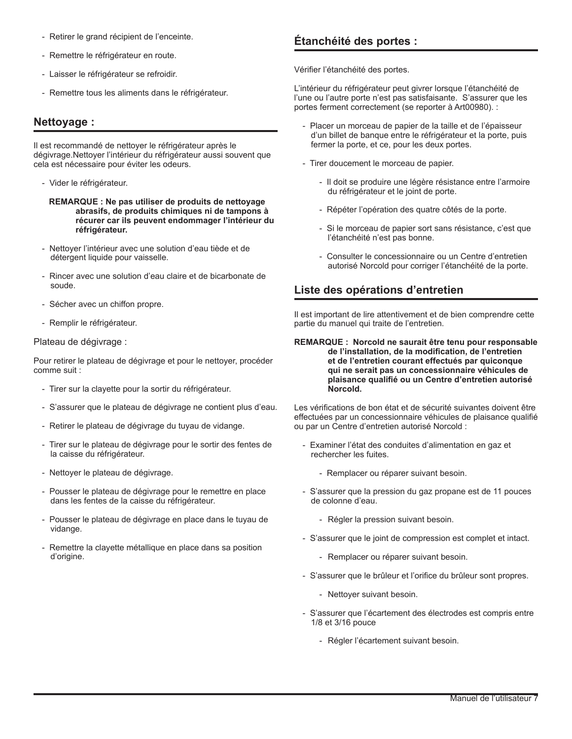- Retirer le grand récipient de l'enceinte.
- Remettre le réfrigérateur en route.
- Laisser le réfrigérateur se refroidir.
- Remettre tous les aliments dans le réfrigérateur.

## Nettoyage :

Il est recommandé de nettoyer le réfrigérateur après le dégivrage.Nettoyer l'intérieur du réfrigérateur aussi souvent que cela est nécessaire pour éviter les odeurs.

- Vider le réfrigérateur.

**REMARQUE : Ne pas utiliser de produits de nettoyage abrasifs, de produits chimiques ni de tampons à récurer car ils peuvent endommager l'intérieur du réfrigérateur.**

- Nettoyer l'intérieur avec une solution d'eau tiède et de détergent liquide pour vaisselle.
- Rincer avec une solution d'eau claire et de bicarbonate de soude.
- Sécher avec un chiffon propre.
- Remplir le réfrigérateur.

Plateau de dégivrage :

Pour retirer le plateau de dégivrage et pour le nettoyer, procéder comme suit :

- Tirer sur la clayette pour la sortir du réfrigérateur.
- S'assurer que le plateau de dégivrage ne contient plus d'eau.
- Retirer le plateau de dégivrage du tuyau de vidange.
- Tirer sur le plateau de dégivrage pour le sortir des fentes de la caisse du réfrigérateur.
- Nettoyer le plateau de dégivrage.
- Pousser le plateau de dégivrage pour le remettre en place dans les fentes de la caisse du réfrigérateur.
- Pousser le plateau de dégivrage en place dans le tuyau de vidange.
- Remettre la clayette métallique en place dans sa position d'origine.

## Étanchéité des portes :

Vérifier l'étanchéité des portes.

L'intérieur du réfrigérateur peut givrer lorsque l'étanchéité de l'une ou l'autre porte n'est pas satisfaisante. S'assurer que les portes ferment correctement (se reporter à Art00980). :

- Placer un morceau de papier de la taille et de l'épaisseur d'un billet de banque entre le réfrigérateur et la porte, puis fermer la porte, et ce, pour les deux portes.
- Tirer doucement le morceau de papier.
  - Il doit se produire une légère résistance entre l'armoire du réfrigérateur et le joint de porte.
  - Répéter l'opération des quatre côtés de la porte.
  - Si le morceau de papier sort sans résistance, c'est que l'étanchéité n'est pas bonne.
  - Consulter le concessionnaire ou un Centre d'entretien autorisé Norcold pour corriger l'étanchéité de la porte.

## Liste des opérations d'entretien

Il est important de lire attentivement et de bien comprendre cette partie du manuel qui traite de l'entretien.

**REMARQUE : Norcold ne saurait être tenu pour responsable de l'installation, de la modification, de l'entretien et de l'entretien courant effectués par quiconque qui ne serait pas un concessionnaire véhicules de plaisance qualifié ou un Centre d'entretien autorisé Norcold.**

Les vérifications de bon état et de sécurité suivantes doivent être effectuées par un concessionnaire véhicules de plaisance qualifié ou par un Centre d'entretien autorisé Norcold :

- Examiner l'état des conduites d'alimentation en gaz et rechercher les fuites.
  - Remplacer ou réparer suivant besoin.
- S'assurer que la pression du gaz propane est de 11 pouces de colonne d'eau.
  - Régler la pression suivant besoin.
- S'assurer que le joint de compression est complet et intact.
  - Remplacer ou réparer suivant besoin.
- S'assurer que le brûleur et l'orifice du brûleur sont propres.
  - Nettoyer suivant besoin.
- S'assurer que l'écartement des électrodes est compris entre 1/8 et 3/16 pouce
  - Régler l'écartement suivant besoin.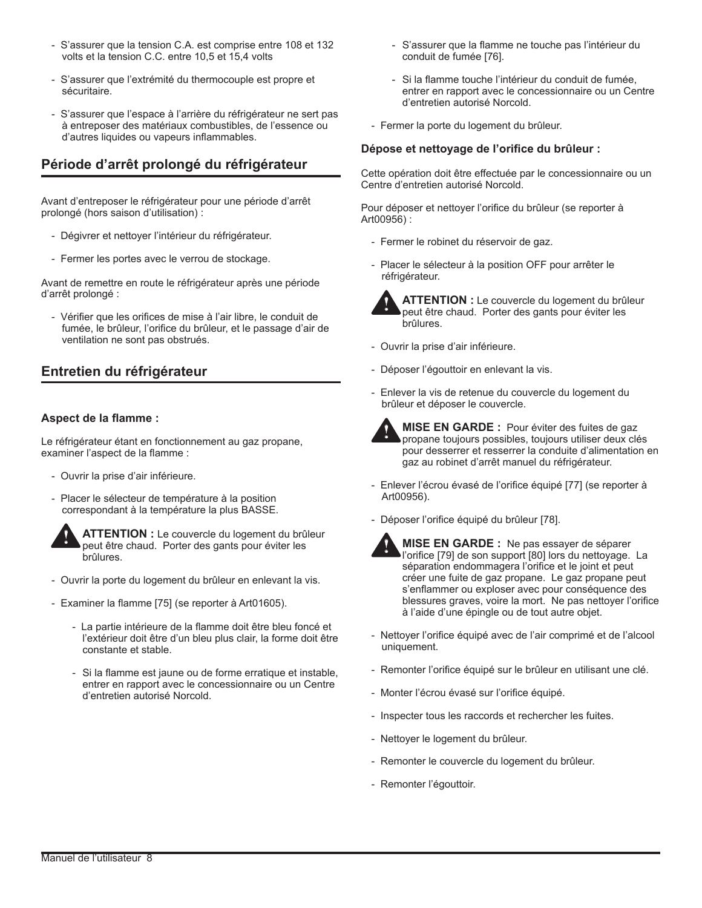- S'assurer que la tension C.A. est comprise entre 108 et 132 volts et la tension C.C. entre 10,5 et 15,4 volts

- S'assurer que l'extrémité du thermocouple est propre et sécuritaire.

- S'assurer que l'espace à l'arrière du réfrigérateur ne sert pas à entreposer des matériaux combustibles, de l'essence ou d'autres liquides ou vapeurs inflammables.

## Période d'arrêt prolongé du réfrigérateur

Avant d'entreposer le réfrigérateur pour une période d'arrêt prolongé (hors saison d'utilisation) :

- Dégivrer et nettoyer l'intérieur du réfrigérateur.

- Fermer les portes avec le verrou de stockage.

Avant de remettre en route le réfrigérateur après une période d'arrêt prolongé :

- Vérifier que les orifices de mise à l'air libre, le conduit de fumée, le brûleur, l'orifice du brûleur, et le passage d'air de ventilation ne sont pas obstrués.

## Entretien du réfrigérateur

### Aspect de la flamme :

Le réfrigérateur étant en fonctionnement au gaz propane, examiner l'aspect de la flamme :

- Ouvrir la prise d'air inférieure.

- Placer le sélecteur de température à la position correspondant à la température la plus BASSE.

> **ATTENTION :** Le couvercle du logement du brûleur peut être chaud. Porter des gants pour éviter les brûlures.

- Ouvrir la porte du logement du brûleur en enlevant la vis.

- Examiner la flamme [75] (se reporter à Art01605).

  - La partie intérieure de la flamme doit être bleu foncé et l'extérieur doit être d'un bleu plus clair, la forme doit être constante et stable.

  - Si la flamme est jaune ou de forme erratique et instable, entrer en rapport avec le concessionnaire ou un Centre d'entretien autorisé Norcold.

  - S'assurer que la flamme ne touche pas l'intérieur du conduit de fumée [76].

  - Si la flamme touche l'intérieur du conduit de fumée, entrer en rapport avec le concessionnaire ou un Centre d'entretien autorisé Norcold.

- Fermer la porte du logement du brûleur.

### Dépose et nettoyage de l'orifice du brûleur :

Cette opération doit être effectuée par le concessionnaire ou un Centre d'entretien autorisé Norcold.

Pour déposer et nettoyer l'orifice du brûleur (se reporter à Art00956) :

- Fermer le robinet du réservoir de gaz.

- Placer le sélecteur à la position OFF pour arrêter le réfrigérateur.

> **ATTENTION :** Le couvercle du logement du brûleur peut être chaud. Porter des gants pour éviter les brûlures.

- Ouvrir la prise d'air inférieure.

- Déposer l'égouttoir en enlevant la vis.

- Enlever la vis de retenue du couvercle du logement du brûleur et déposer le couvercle.

> **MISE EN GARDE :** Pour éviter des fuites de gaz propane toujours possibles, toujours utiliser deux clés pour desserrer et resserrer la conduite d'alimentation en gaz au robinet d'arrêt manuel du réfrigérateur.

- Enlever l'écrou évasé de l'orifice équipé [77] (se reporter à Art00956).

- Déposer l'orifice équipé du brûleur [78].

> **MISE EN GARDE :** Ne pas essayer de séparer l'orifice [79] de son support [80] lors du nettoyage. La séparation endommagera l'orifice et le joint et peut créer une fuite de gaz propane. Le gaz propane peut s'enflammer ou exploser avec pour conséquence des blessures graves, voire la mort. Ne pas nettoyer l'orifice à l'aide d'une épingle ou de tout autre objet.

- Nettoyer l'orifice équipé avec de l'air comprimé et de l'alcool uniquement.

- Remonter l'orifice équipé sur le brûleur en utilisant une clé.

- Monter l'écrou évasé sur l'orifice équipé.

- Inspecter tous les raccords et rechercher les fuites.

- Nettoyer le logement du brûleur.

- Remonter le couvercle du logement du brûleur.

- Remonter l'égouttoir.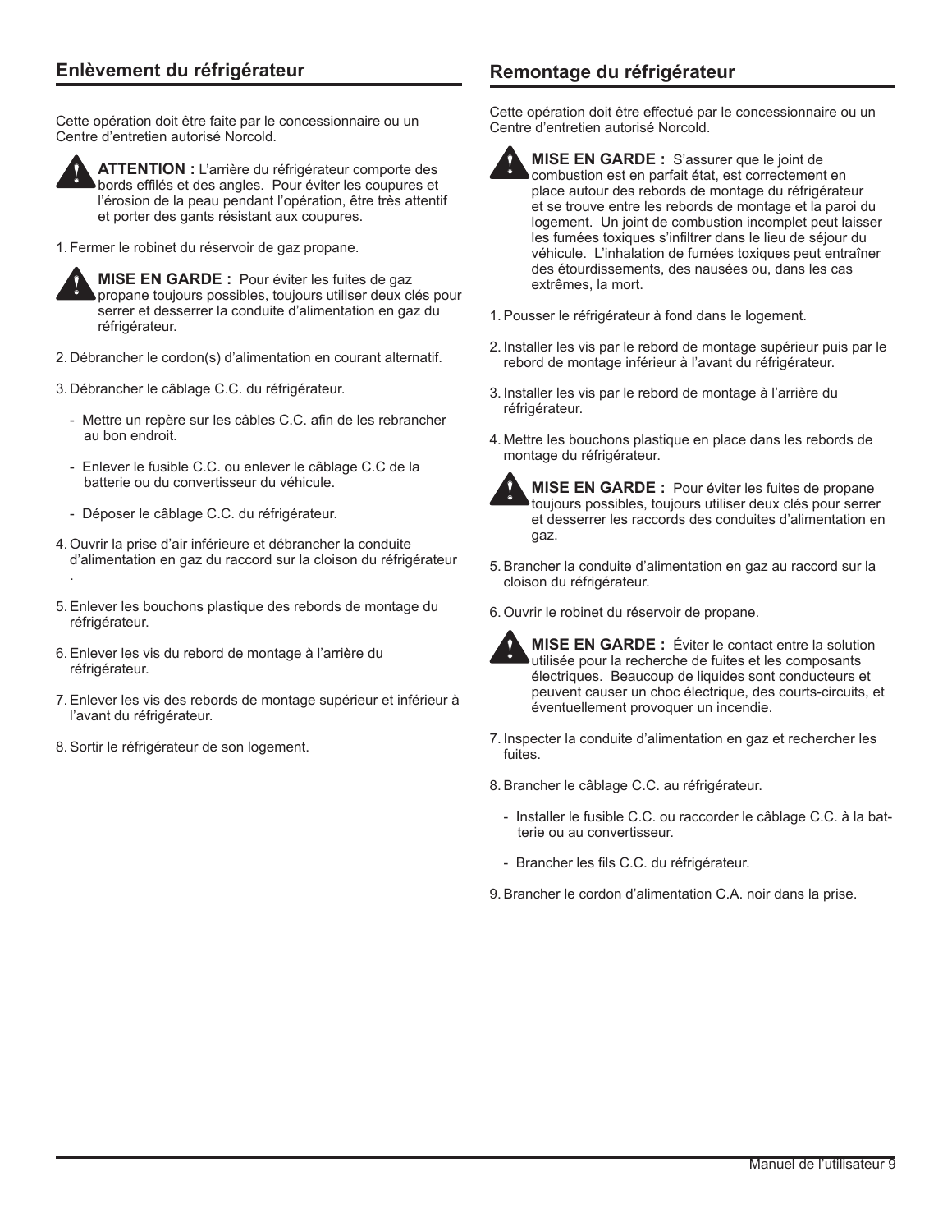## Enlèvement du réfrigérateur

Cette opération doit être faite par le concessionnaire ou un Centre d'entretien autorisé Norcold.

**ATTENTION :** L'arrière du réfrigérateur comporte des bords effilés et des angles. Pour éviter les coupures et l'érosion de la peau pendant l'opération, être très attentif et porter des gants résistant aux coupures.

1. Fermer le robinet du réservoir de gaz propane.

**MISE EN GARDE :** Pour éviter les fuites de gaz propane toujours possibles, toujours utiliser deux clés pour serrer et desserrer la conduite d'alimentation en gaz du réfrigérateur.

2. Débrancher le cordon(s) d'alimentation en courant alternatif.
3. Débrancher le câblage C.C. du réfrigérateur.
   - Mettre un repère sur les câbles C.C. afin de les rebrancher au bon endroit.
   - Enlever le fusible C.C. ou enlever le câblage C.C de la batterie ou du convertisseur du véhicule.
   - Déposer le câblage C.C. du réfrigérateur.
4. Ouvrir la prise d'air inférieure et débrancher la conduite d'alimentation en gaz du raccord sur la cloison du réfrigérateur .
5. Enlever les bouchons plastique des rebords de montage du réfrigérateur.
6. Enlever les vis du rebord de montage à l'arrière du réfrigérateur.
7. Enlever les vis des rebords de montage supérieur et inférieur à l'avant du réfrigérateur.
8. Sortir le réfrigérateur de son logement.

## Remontage du réfrigérateur

Cette opération doit être effectué par le concessionnaire ou un Centre d'entretien autorisé Norcold.

**MISE EN GARDE :** S'assurer que le joint de combustion est en parfait état, est correctement en place autour des rebords de montage du réfrigérateur et se trouve entre les rebords de montage et la paroi du logement. Un joint de combustion incomplet peut laisser les fumées toxiques s'infiltrer dans le lieu de séjour du véhicule. L'inhalation de fumées toxiques peut entraîner des étourdissements, des nausées ou, dans les cas extrêmes, la mort.

1. Pousser le réfrigérateur à fond dans le logement.
2. Installer les vis par le rebord de montage supérieur puis par le rebord de montage inférieur à l'avant du réfrigérateur.
3. Installer les vis par le rebord de montage à l'arrière du réfrigérateur.
4. Mettre les bouchons plastique en place dans les rebords de montage du réfrigérateur.

**MISE EN GARDE :** Pour éviter les fuites de propane toujours possibles, toujours utiliser deux clés pour serrer et desserrer les raccords des conduites d'alimentation en gaz.

5. Brancher la conduite d'alimentation en gaz au raccord sur la cloison du réfrigérateur.
6. Ouvrir le robinet du réservoir de propane.

**MISE EN GARDE :** Éviter le contact entre la solution utilisée pour la recherche de fuites et les composants électriques. Beaucoup de liquides sont conducteurs et peuvent causer un choc électrique, des courts-circuits, et éventuellement provoquer un incendie.

7. Inspecter la conduite d'alimentation en gaz et rechercher les fuites.
8. Brancher le câblage C.C. au réfrigérateur.
   - Installer le fusible C.C. ou raccorder le câblage C.C. à la batterie ou au convertisseur.
   - Brancher les fils C.C. du réfrigérateur.
9. Brancher le cordon d'alimentation C.A. noir dans la prise.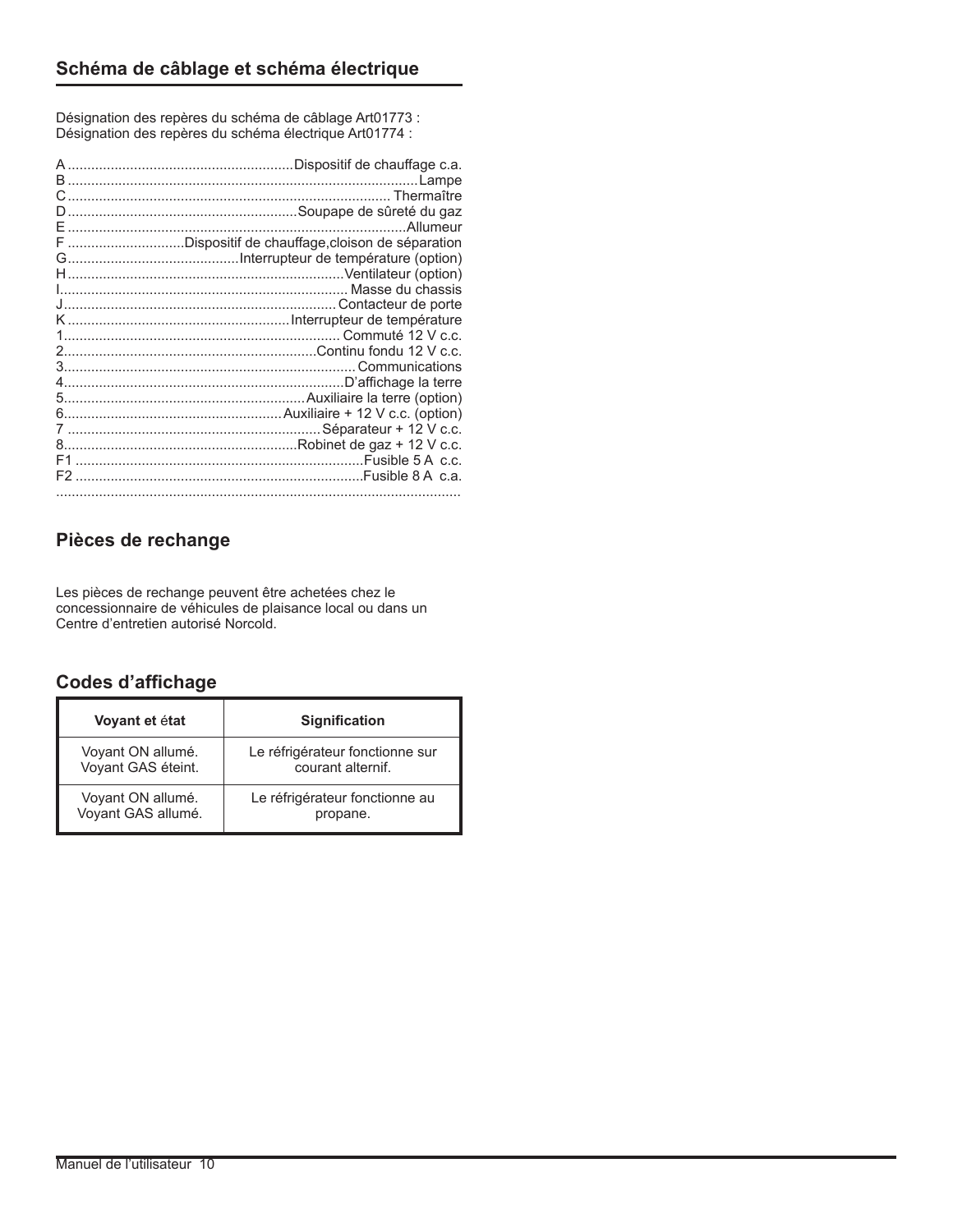## Schéma de câblage et schéma électrique

Désignation des repères du schéma de câblage Art01773 :
Désignation des repères du schéma électrique Art01774 :

A ........................................................ Dispositif de chauffage c.a.
B ........................................................................................ Lampe
C ................................................................................. Thermaître
D .......................................................... Soupape de sûreté du gaz
E ...................................................................................... Allumeur
F ............................. Dispositif de chauffage,cloison de séparation
G ........................................... Interrupteur de température (option)
H ..................................................................... Ventilateur (option)
I ........................................................................ Masse du chassis
J ..................................................................... Contacteur de porte
K ........................................................ Interrupteur de température
1 ..................................................................... Commuté 12 V c.c.
2 ............................................................... Continu fondu 12 V c.c.
3 ......................................................................... Communications
4 ....................................................................... D'affichage la terre
5 ............................................................ Auxiliaire la terre (option)
6 ...................................................... Auxiliaire + 12 V c.c. (option)
7 ................................................................ Séparateur + 12 V c.c.
8 ........................................................... Robinet de gaz + 12 V c.c.
F1 ......................................................................... Fusible 5 A c.c.
F2 ......................................................................... Fusible 8 A c.a.
.......................................................................................................

## Pièces de rechange

Les pièces de rechange peuvent être achetées chez le concessionnaire de véhicules de plaisance local ou dans un Centre d'entretien autorisé Norcold.

## Codes d'affichage

| Voyant et état | Signification |
|---|---|
| Voyant ON allumé. Voyant GAS éteint. | Le réfrigérateur fonctionne sur courant alternif. |
| Voyant ON allumé. Voyant GAS allumé. | Le réfrigérateur fonctionne au propane. |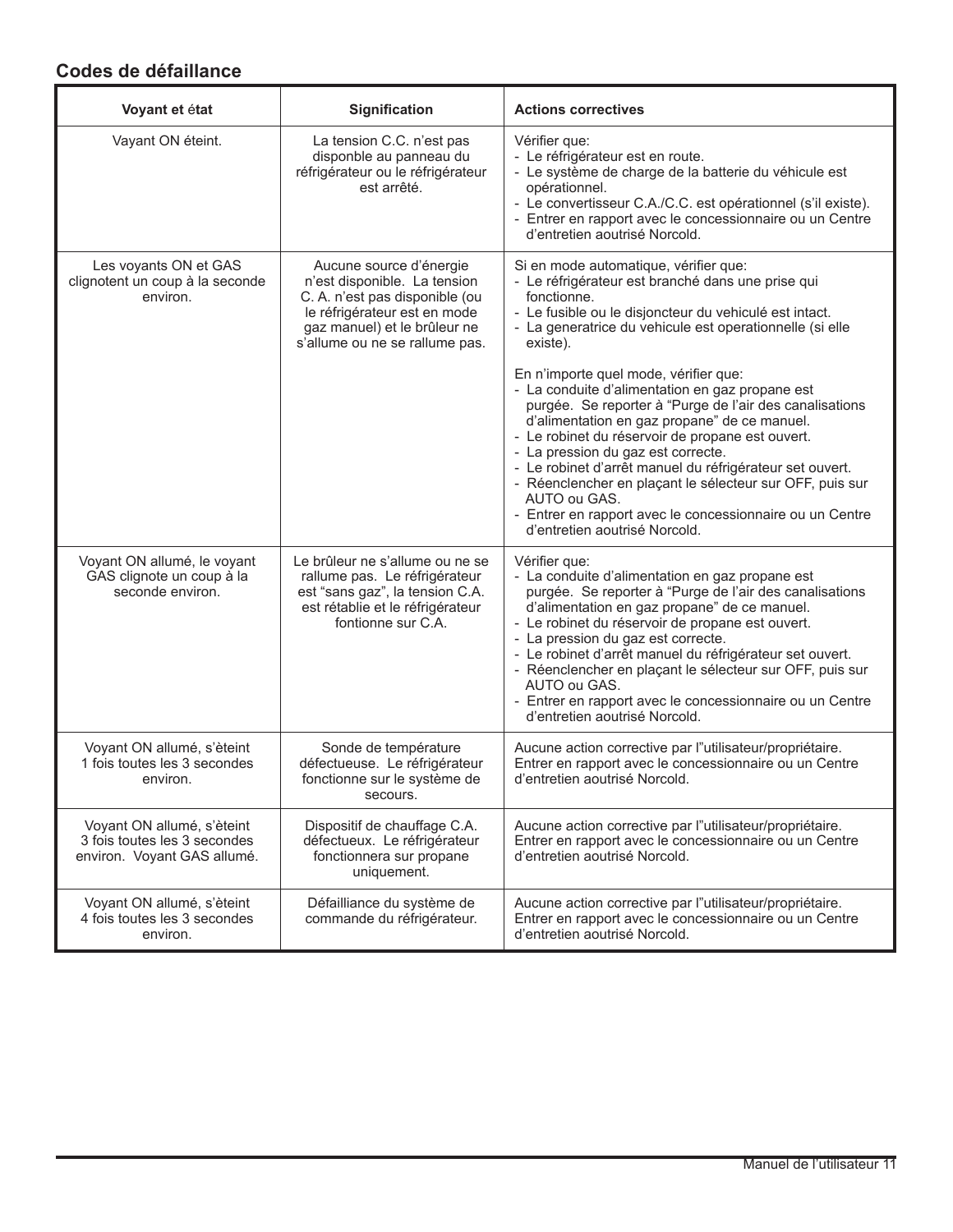## Codes de défaillance

| Voyant et état | Signification | Actions correctives |
|---|---|---|
| Vayant ON éteint. | La tension C.C. n'est pas disponble au panneau du réfrigérateur ou le réfrigérateur est arrêté. | Vérifier que:<br>- Le réfrigérateur est en route.<br>- Le système de charge de la batterie du véhicule est opérationnel.<br>- Le convertisseur C.A./C.C. est opérationnel (s'il existe).<br>- Entrer en rapport avec le concessionnaire ou un Centre d'entretien aoutrisé Norcold. |
| Les voyants ON et GAS clignotent un coup à la seconde environ. | Aucune source d'énergie n'est disponible. La tension C. A. n'est pas disponible (ou le réfrigérateur est en mode gaz manuel) et le brûleur ne s'allume ou ne se rallume pas. | Si en mode automatique, vérifier que:<br>- Le réfrigérateur est branché dans une prise qui fonctionne.<br>- Le fusible ou le disjoncteur du vehiculé est intact.<br>- La generatrice du vehicule est operationnelle (si elle existe).<br><br>En n'importe quel mode, vérifier que:<br>- La conduite d'alimentation en gaz propane est purgée. Se reporter à “Purge de l'air des canalisations d'alimentation en gaz propane” de ce manuel.<br>- Le robinet du réservoir de propane est ouvert.<br>- La pression du gaz est correcte.<br>- Le robinet d'arrêt manuel du réfrigérateur set ouvert.<br>- Réenclencher en plaçant le sélecteur sur OFF, puis sur AUTO ou GAS.<br>- Entrer en rapport avec le concessionnaire ou un Centre d'entretien aoutrisé Norcold. |
| Voyant ON allumé, le voyant GAS clignote un coup à la seconde environ. | Le brûleur ne s'allume ou ne se rallume pas. Le réfrigérateur est “sans gaz”, la tension C.A. est rétablie et le réfrigérateur fontionne sur C.A. | Vérifier que:<br>- La conduite d'alimentation en gaz propane est purgée. Se reporter à “Purge de l'air des canalisations d'alimentation en gaz propane” de ce manuel.<br>- Le robinet du réservoir de propane est ouvert.<br>- La pression du gaz est correcte.<br>- Le robinet d'arrêt manuel du réfrigérateur set ouvert.<br>- Réenclencher en plaçant le sélecteur sur OFF, puis sur AUTO ou GAS.<br>- Entrer en rapport avec le concessionnaire ou un Centre d'entretien aoutrisé Norcold. |
| Voyant ON allumé, s'èteint 1 fois toutes les 3 secondes environ. | Sonde de température défectueuse. Le réfrigérateur fonctionne sur le système de secours. | Aucune action corrective par l"utilisateur/propriétaire. Entrer en rapport avec le concessionnaire ou un Centre d'entretien aoutrisé Norcold. |
| Voyant ON allumé, s'èteint 3 fois toutes les 3 secondes environ. Voyant GAS allumé. | Dispositif de chauffage C.A. défectueux. Le réfrigérateur fonctionnera sur propane uniquement. | Aucune action corrective par l"utilisateur/propriétaire. Entrer en rapport avec le concessionnaire ou un Centre d'entretien aoutrisé Norcold. |
| Voyant ON allumé, s'èteint 4 fois toutes les 3 secondes environ. | Défaillance du système de commande du réfrigérateur. | Aucune action corrective par l"utilisateur/propriétaire. Entrer en rapport avec le concessionnaire ou un Centre d'entretien aoutrisé Norcold. |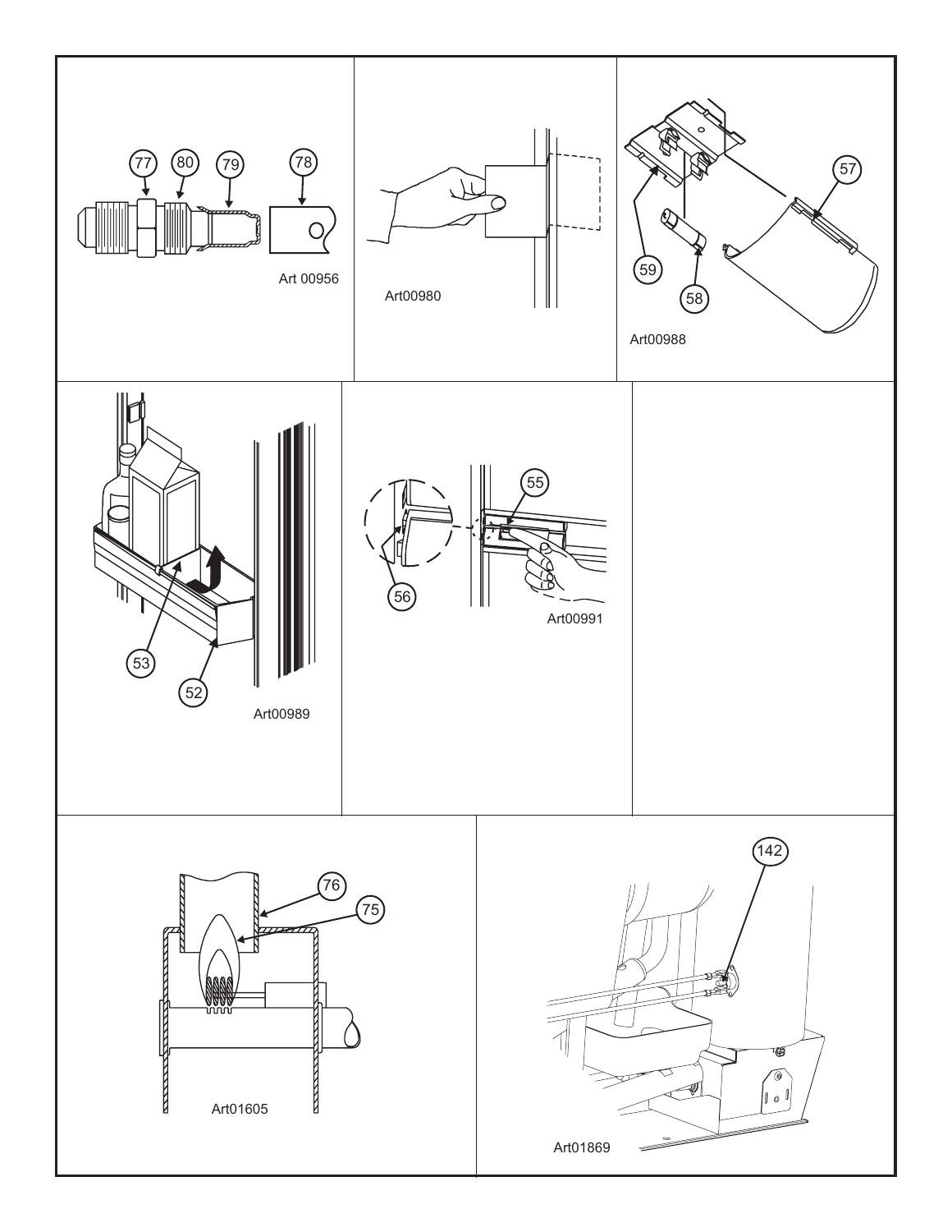77 80 79 78

Art 00956

Art00980

57

59

58

Art00988

53

52

Art00989

55

56

Art00991

76

75

Art01605

142

Art01869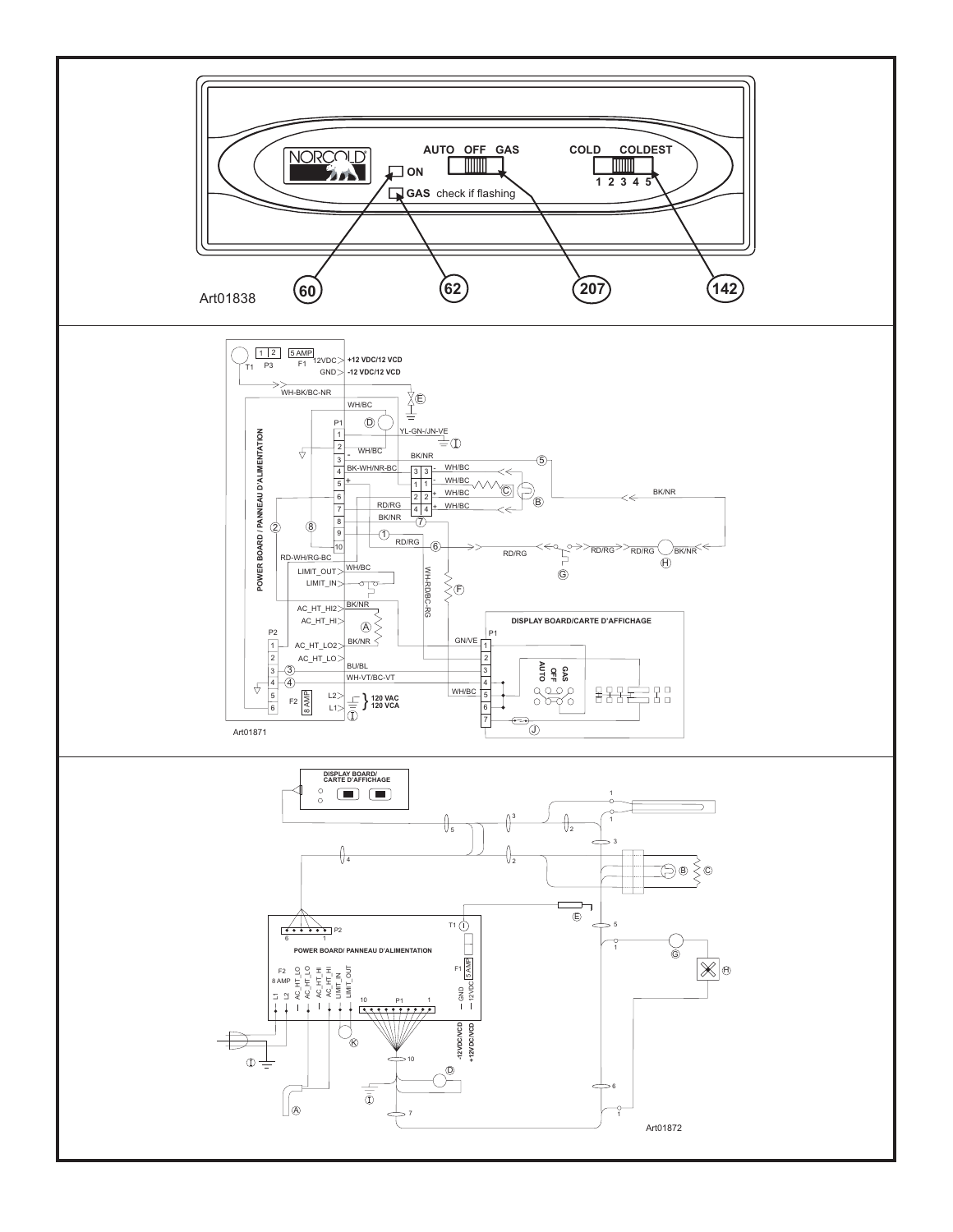NORCOLD

AUTO OFF GAS

COLD COLDEST

1 2 3 4 5

ON

GAS check if flashing

60

62

207

142

Art01838

POWER BOARD / PANNEAU D'ALIMENTATION

T1 P3 F1 5 AMP

12VDC +12 VDC/12 VCD

GND -12 VDC/12 VCD

WH-BK/BC-NR

WH/BC

YL-GN-/JN-VE

BK-WH/NR-BC

BK/NR

RD/RG

RD-WH/RG-BC

LIMIT_OUT

LIMIT_IN

AC_HT_HI2

AC_HT_HI

AC_HT_LO2

AC_HT_LO

BU/BL

WH-VT/BC-VT

WH-RD/BC-RG

GN/VE

F2 8 AMP

L2

L1

120 VAC
120 VCA

DISPLAY BOARD/CARTE D'AFFICHAGE

GAS OFF AUTO

Art01871

DISPLAY BOARD/ CARTE D'AFFICHAGE

POWER BOARD/ PANNEAU D'ALIMENTATION

F2 8 AMP

L1 L2 AC_HT_LO AC_HT_LO AC_HT_HI AC_HT_HI LIMIT_IN LIMIT_OUT

F1 5 AMP

GND 12VDC

-12VDC/VCD

+12VDC/VCD

Art01872